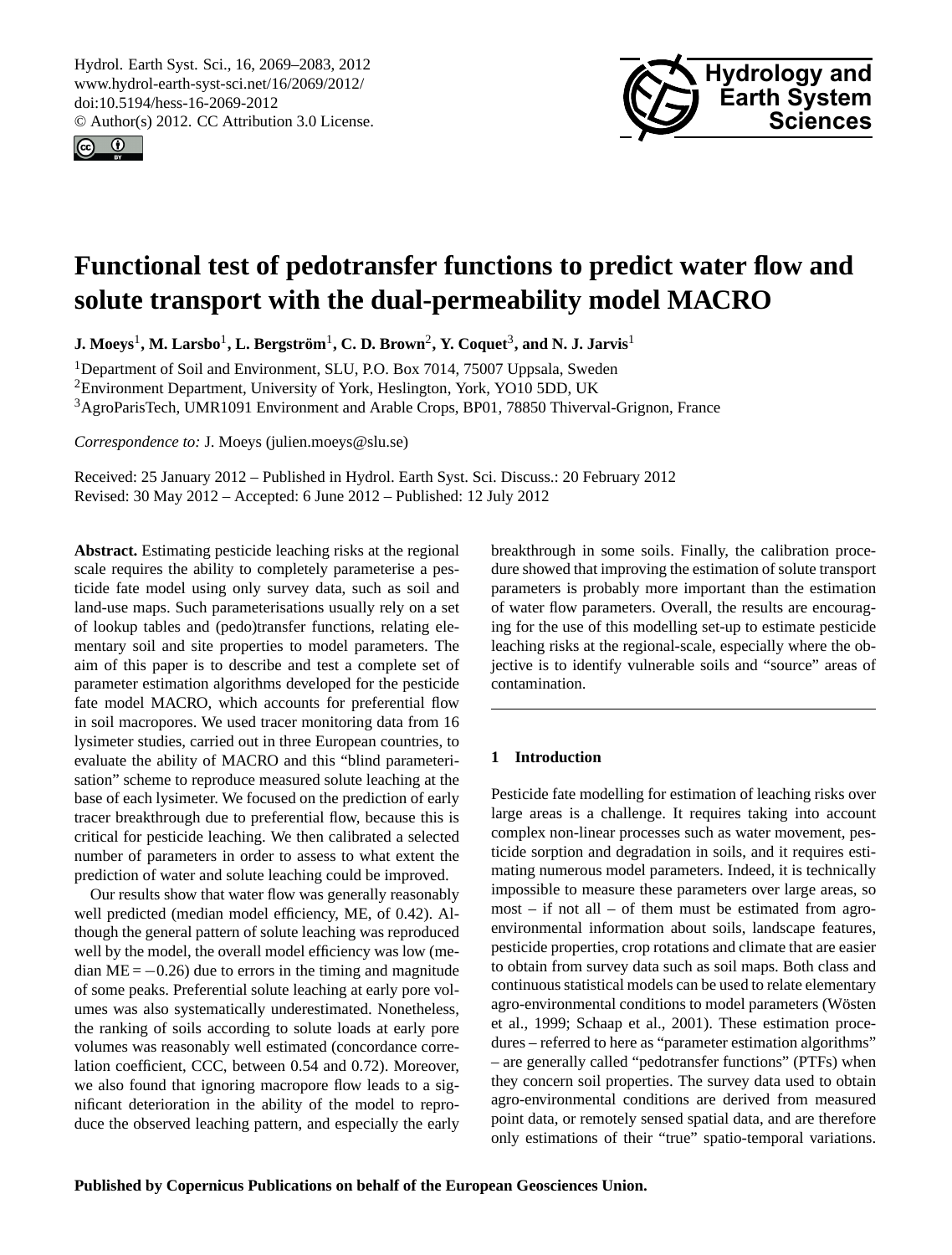# Functional test of pedotransfer functions to predict water flow and solute transport with the dual-permeability model MACRO

**J. Moeys[1], M. Larsbo[1], L. Bergström[1], C. D. Brown[2], Y. Coquet[3], and N. J. Jarvis[1]**

[1]Department of Soil and Environment, SLU, P.O. Box 7014, 75007 Uppsala, Sweden

[2]Environment Department, University of York, Heslington, York, YO10 5DD, UK

[3]AgroParisTech, UMR1091 Environment and Arable Crops, BP01, 78850 Thiverval-Grignon, France

*Correspondence to:* J. Moeys (julien.moeys@slu.se)

Received: 25 January 2012 – Published in Hydrol. Earth Syst. Sci. Discuss.: 20 February 2012
Revised: 30 May 2012 – Accepted: 6 June 2012 – Published: 12 July 2012

**Abstract.** Estimating pesticide leaching risks at the regional scale requires the ability to completely parameterise a pesticide fate model using only survey data, such as soil and land-use maps. Such parameterisations usually rely on a set of lookup tables and (pedo)transfer functions, relating elementary soil and site properties to model parameters. The aim of this paper is to describe and test a complete set of parameter estimation algorithms developed for the pesticide fate model MACRO, which accounts for preferential flow in soil macropores. We used tracer monitoring data from 16 lysimeter studies, carried out in three European countries, to evaluate the ability of MACRO and this "blind parameterisation" scheme to reproduce measured solute leaching at the base of each lysimeter. We focused on the prediction of early tracer breakthrough due to preferential flow, because this is critical for pesticide leaching. We then calibrated a selected number of parameters in order to assess to what extent the prediction of water and solute leaching could be improved.

Our results show that water flow was generally reasonably well predicted (median model efficiency, ME, of 0.42). Although the general pattern of solute leaching was reproduced well by the model, the overall model efficiency was low (median ME = −0.26) due to errors in the timing and magnitude of some peaks. Preferential solute leaching at early pore volumes was also systematically underestimated. Nonetheless, the ranking of soils according to solute loads at early pore volumes was reasonably well estimated (concordance correlation coefficient, CCC, between 0.54 and 0.72). Moreover, we also found that ignoring macropore flow leads to a significant deterioration in the ability of the model to reproduce the observed leaching pattern, and especially the early breakthrough in some soils. Finally, the calibration procedure showed that improving the estimation of solute transport parameters is probably more important than the estimation of water flow parameters. Overall, the results are encouraging for the use of this modelling set-up to estimate pesticide leaching risks at the regional-scale, especially where the objective is to identify vulnerable soils and "source" areas of contamination.

## 1 Introduction

Pesticide fate modelling for estimation of leaching risks over large areas is a challenge. It requires taking into account complex non-linear processes such as water movement, pesticide sorption and degradation in soils, and it requires estimating numerous model parameters. Indeed, it is technically impossible to measure these parameters over large areas, so most – if not all – of them must be estimated from agro-environmental information about soils, landscape features, pesticide properties, crop rotations and climate that are easier to obtain from survey data such as soil maps. Both class and continuous statistical models can be used to relate elementary agro-environmental conditions to model parameters (Wösten et al., 1999; Schaap et al., 2001). These estimation procedures – referred to here as "parameter estimation algorithms" – are generally called "pedotransfer functions" (PTFs) when they concern soil properties. The survey data used to obtain agro-environmental conditions are derived from measured point data, or remotely sensed spatial data, and are therefore only estimations of their "true" spatio-temporal variations.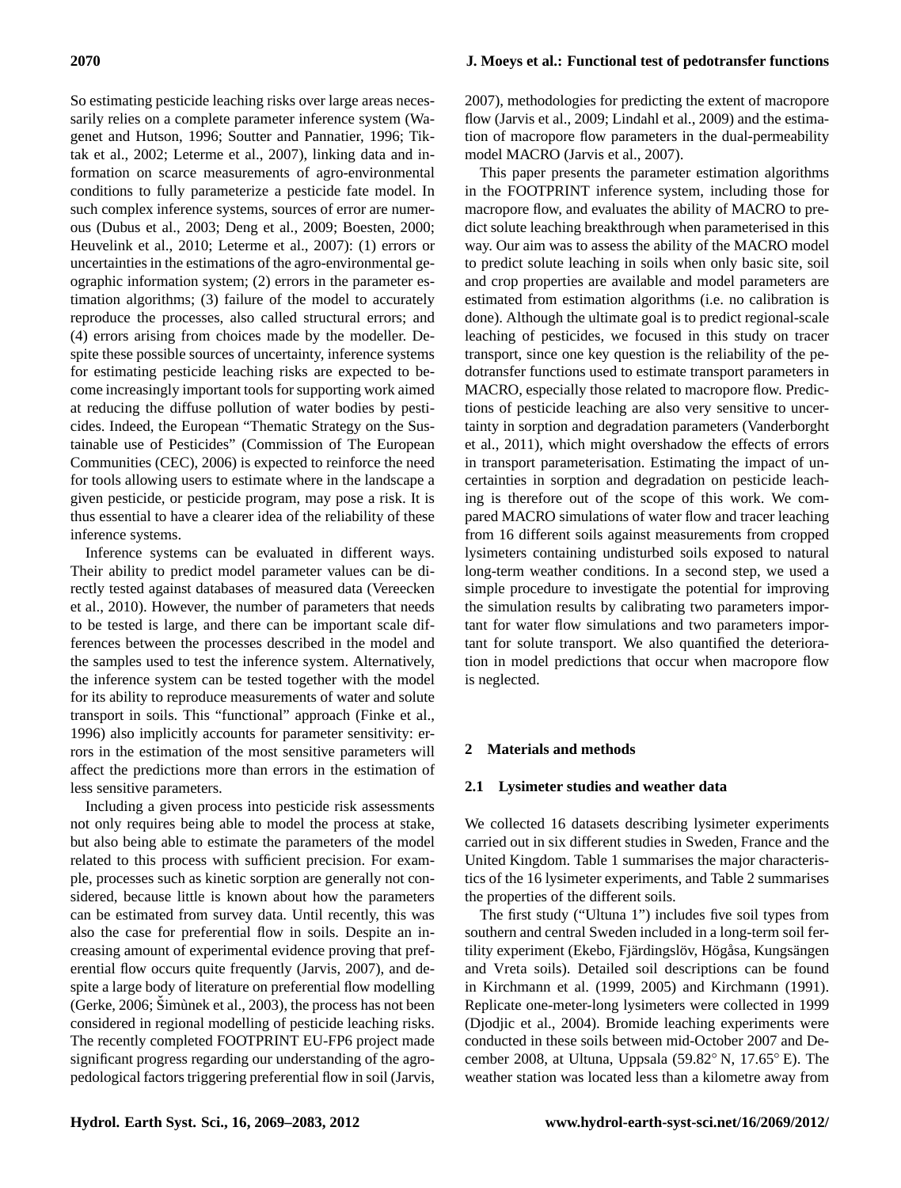So estimating pesticide leaching risks over large areas necessarily relies on a complete parameter inference system (Wagenet and Hutson, 1996; Soutter and Pannatier, 1996; Tiktak et al., 2002; Leterme et al., 2007), linking data and information on scarce measurements of agro-environmental conditions to fully parameterize a pesticide fate model. In such complex inference systems, sources of error are numerous (Dubus et al., 2003; Deng et al., 2009; Boesten, 2000; Heuvelink et al., 2010; Leterme et al., 2007): (1) errors or uncertainties in the estimations of the agro-environmental geographic information system; (2) errors in the parameter estimation algorithms; (3) failure of the model to accurately reproduce the processes, also called structural errors; and (4) errors arising from choices made by the modeller. Despite these possible sources of uncertainty, inference systems for estimating pesticide leaching risks are expected to become increasingly important tools for supporting work aimed at reducing the diffuse pollution of water bodies by pesticides. Indeed, the European "Thematic Strategy on the Sustainable use of Pesticides" (Commission of The European Communities (CEC), 2006) is expected to reinforce the need for tools allowing users to estimate where in the landscape a given pesticide, or pesticide program, may pose a risk. It is thus essential to have a clearer idea of the reliability of these inference systems.

Inference systems can be evaluated in different ways. Their ability to predict model parameter values can be directly tested against databases of measured data (Vereecken et al., 2010). However, the number of parameters that needs to be tested is large, and there can be important scale differences between the processes described in the model and the samples used to test the inference system. Alternatively, the inference system can be tested together with the model for its ability to reproduce measurements of water and solute transport in soils. This "functional" approach (Finke et al., 1996) also implicitly accounts for parameter sensitivity: errors in the estimation of the most sensitive parameters will affect the predictions more than errors in the estimation of less sensitive parameters.

Including a given process into pesticide risk assessments not only requires being able to model the process at stake, but also being able to estimate the parameters of the model related to this process with sufficient precision. For example, processes such as kinetic sorption are generally not considered, because little is known about how the parameters can be estimated from survey data. Until recently, this was also the case for preferential flow in soils. Despite an increasing amount of experimental evidence proving that preferential flow occurs quite frequently (Jarvis, 2007), and despite a large body of literature on preferential flow modelling (Gerke, 2006; Šimùnek et al., 2003), the process has not been considered in regional modelling of pesticide leaching risks. The recently completed FOOTPRINT EU-FP6 project made significant progress regarding our understanding of the agro-pedological factors triggering preferential flow in soil (Jarvis, 2007), methodologies for predicting the extent of macropore flow (Jarvis et al., 2009; Lindahl et al., 2009) and the estimation of macropore flow parameters in the dual-permeability model MACRO (Jarvis et al., 2007).

This paper presents the parameter estimation algorithms in the FOOTPRINT inference system, including those for macropore flow, and evaluates the ability of MACRO to predict solute leaching breakthrough when parameterised in this way. Our aim was to assess the ability of the MACRO model to predict solute leaching in soils when only basic site, soil and crop properties are available and model parameters are estimated from estimation algorithms (i.e. no calibration is done). Although the ultimate goal is to predict regional-scale leaching of pesticides, we focused in this study on tracer transport, since one key question is the reliability of the pedotransfer functions used to estimate transport parameters in MACRO, especially those related to macropore flow. Predictions of pesticide leaching are also very sensitive to uncertainty in sorption and degradation parameters (Vanderborght et al., 2011), which might overshadow the effects of errors in transport parameterisation. Estimating the impact of uncertainties in sorption and degradation on pesticide leaching is therefore out of the scope of this work. We compared MACRO simulations of water flow and tracer leaching from 16 different soils against measurements from cropped lysimeters containing undisturbed soils exposed to natural long-term weather conditions. In a second step, we used a simple procedure to investigate the potential for improving the simulation results by calibrating two parameters important for water flow simulations and two parameters important for solute transport. We also quantified the deterioration in model predictions that occur when macropore flow is neglected.

## 2 Materials and methods

### 2.1 Lysimeter studies and weather data

We collected 16 datasets describing lysimeter experiments carried out in six different studies in Sweden, France and the United Kingdom. Table 1 summarises the major characteristics of the 16 lysimeter experiments, and Table 2 summarises the properties of the different soils.

The first study ("Ultuna 1") includes five soil types from southern and central Sweden included in a long-term soil fertility experiment (Ekebo, Fjärdingslöv, Högåsa, Kungsängen and Vreta soils). Detailed soil descriptions can be found in Kirchmann et al. (1999, 2005) and Kirchmann (1991). Replicate one-meter-long lysimeters were collected in 1999 (Djodjic et al., 2004). Bromide leaching experiments were conducted in these soils between mid-October 2007 and December 2008, at Ultuna, Uppsala (59.82° N, 17.65° E). The weather station was located less than a kilometre away from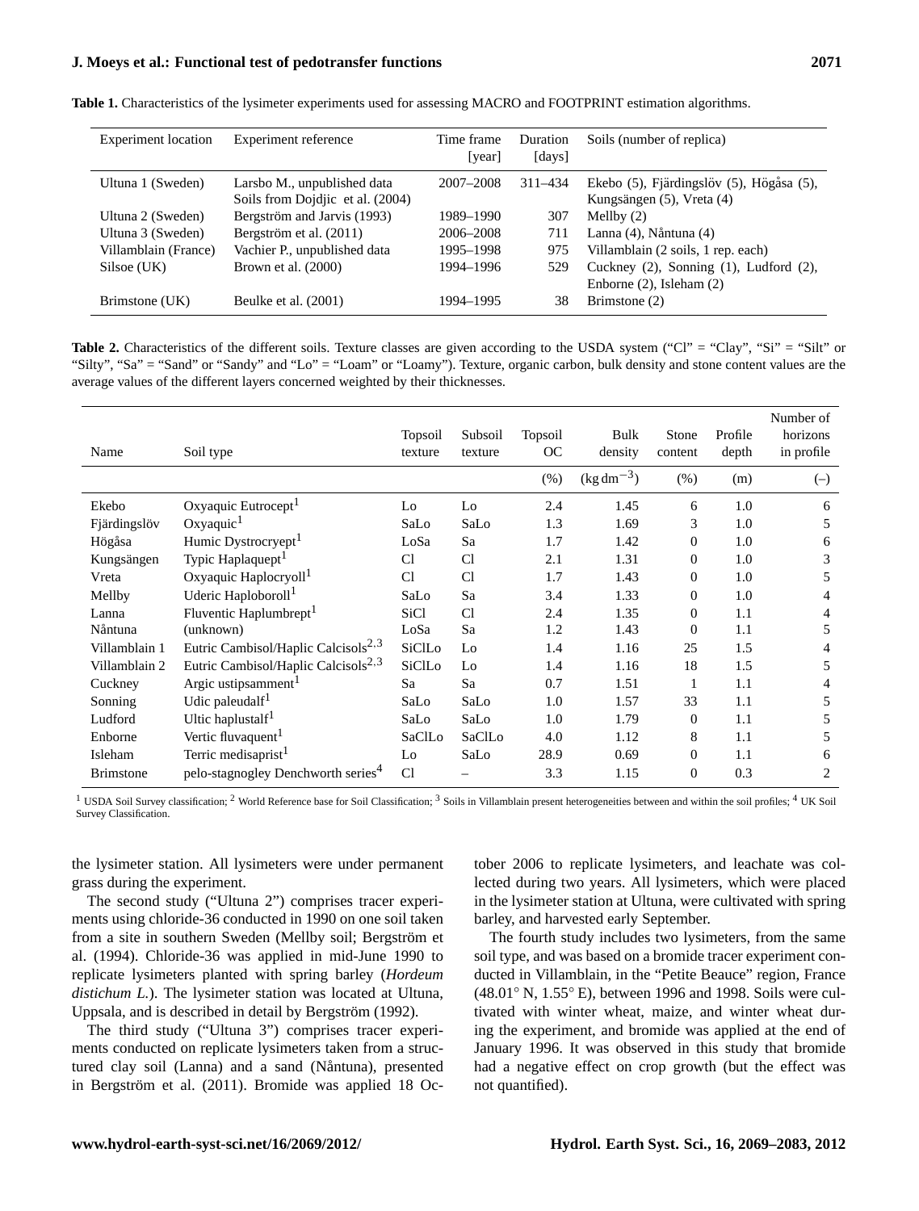**Table 1.** Characteristics of the lysimeter experiments used for assessing MACRO and FOOTPRINT estimation algorithms.

| Experiment location | Experiment reference | Time frame [year] | Duration [days] | Soils (number of replica) |
|---|---|---|---|---|
| Ultuna 1 (Sweden) | Larsbo M., unpublished data Soils from Dojdjic et al. (2004) | 2007–2008 | 311–434 | Ekebo (5), Fjärdingslöv (5), Högåsa (5), Kungsängen (5), Vreta (4) |
| Ultuna 2 (Sweden) | Bergström and Jarvis (1993) | 1989–1990 | 307 | Mellby (2) |
| Ultuna 3 (Sweden) | Bergström et al. (2011) | 2006–2008 | 711 | Lanna (4), Nåntuna (4) |
| Villamblain (France) | Vachier P., unpublished data | 1995–1998 | 975 | Villamblain (2 soils, 1 rep. each) |
| Silsoe (UK) | Brown et al. (2000) | 1994–1996 | 529 | Cuckney (2), Sonning (1), Ludford (2), Enborne (2), Isleham (2) |
| Brimstone (UK) | Beulke et al. (2001) | 1994–1995 | 38 | Brimstone (2) |

**Table 2.** Characteristics of the different soils. Texture classes are given according to the USDA system ("Cl" = "Clay", "Si" = "Silt" or "Silty", "Sa" = "Sand" or "Sandy" and "Lo" = "Loam" or "Loamy"). Texture, organic carbon, bulk density and stone content values are the average values of the different layers concerned weighted by their thicknesses.

| Name | Soil type | Topsoil texture | Subsoil texture | Topsoil OC | Bulk density | Stone content | Profile depth | Number of horizons in profile |
|---|---|---|---|---|---|---|---|---|
| | | | | (%) | (kg dm$^{-3}$) | (%) | (m) | (–) |
| Ekebo | Oxyaquic Eutrocept[1] | Lo | Lo | 2.4 | 1.45 | 6 | 1.0 | 6 |
| Fjärdingslöv | Oxyaquic[1] | SaLo | SaLo | 1.3 | 1.69 | 3 | 1.0 | 5 |
| Högåsa | Humic Dystrocryept[1] | LoSa | Sa | 1.7 | 1.42 | 0 | 1.0 | 6 |
| Kungsängen | Typic Haplaquept[1] | Cl | Cl | 2.1 | 1.31 | 0 | 1.0 | 3 |
| Vreta | Oxyaquic Haplocryoll[1] | Cl | Cl | 1.7 | 1.43 | 0 | 1.0 | 5 |
| Mellby | Uderic Haploboroll[1] | SaLo | Sa | 3.4 | 1.33 | 0 | 1.0 | 4 |
| Lanna | Fluventic Haplumbrept[1] | SiCl | Cl | 2.4 | 1.35 | 0 | 1.1 | 4 |
| Nåntuna | (unknown) | LoSa | Sa | 1.2 | 1.43 | 0 | 1.1 | 5 |
| Villamblain 1 | Eutric Cambisol/Haplic Calcisols[2,3] | SiClLo | Lo | 1.4 | 1.16 | 25 | 1.5 | 4 |
| Villamblain 2 | Eutric Cambisol/Haplic Calcisols[2,3] | SiClLo | Lo | 1.4 | 1.16 | 18 | 1.5 | 5 |
| Cuckney | Argic ustipsamment[1] | Sa | Sa | 0.7 | 1.51 | 1 | 1.1 | 4 |
| Sonning | Udic paleudalf[1] | SaLo | SaLo | 1.0 | 1.57 | 33 | 1.1 | 5 |
| Ludford | Ultic haplustalf[1] | SaLo | SaLo | 1.0 | 1.79 | 0 | 1.1 | 5 |
| Enborne | Vertic fluvaquent[1] | SaClLo | SaClLo | 4.0 | 1.12 | 8 | 1.1 | 5 |
| Isleham | Terric medisaprist[1] | Lo | SaLo | 28.9 | 0.69 | 0 | 1.1 | 6 |
| Brimstone | pelo-stagnogley Denchworth series[4] | Cl | – | 3.3 | 1.15 | 0 | 0.3 | 2 |

[1] USDA Soil Survey classification; [2] World Reference base for Soil Classification; [3] Soils in Villamblain present heterogeneities between and within the soil profiles; [4] UK Soil Survey Classification.

the lysimeter station. All lysimeters were under permanent grass during the experiment.

The second study ("Ultuna 2") comprises tracer experiments using chloride-36 conducted in 1990 on one soil taken from a site in southern Sweden (Mellby soil; Bergström et al. (1994). Chloride-36 was applied in mid-June 1990 to replicate lysimeters planted with spring barley (*Hordeum distichum L.*). The lysimeter station was located at Ultuna, Uppsala, and is described in detail by Bergström (1992).

The third study ("Ultuna 3") comprises tracer experiments conducted on replicate lysimeters taken from a structured clay soil (Lanna) and a sand (Nåntuna), presented in Bergström et al. (2011). Bromide was applied 18 October 2006 to replicate lysimeters, and leachate was collected during two years. All lysimeters, which were placed in the lysimeter station at Ultuna, were cultivated with spring barley, and harvested early September.

The fourth study includes two lysimeters, from the same soil type, and was based on a bromide tracer experiment conducted in Villamblain, in the "Petite Beauce" region, France (48.01° N, 1.55° E), between 1996 and 1998. Soils were cultivated with winter wheat, maize, and winter wheat during the experiment, and bromide was applied at the end of January 1996. It was observed in this study that bromide had a negative effect on crop growth (but the effect was not quantified).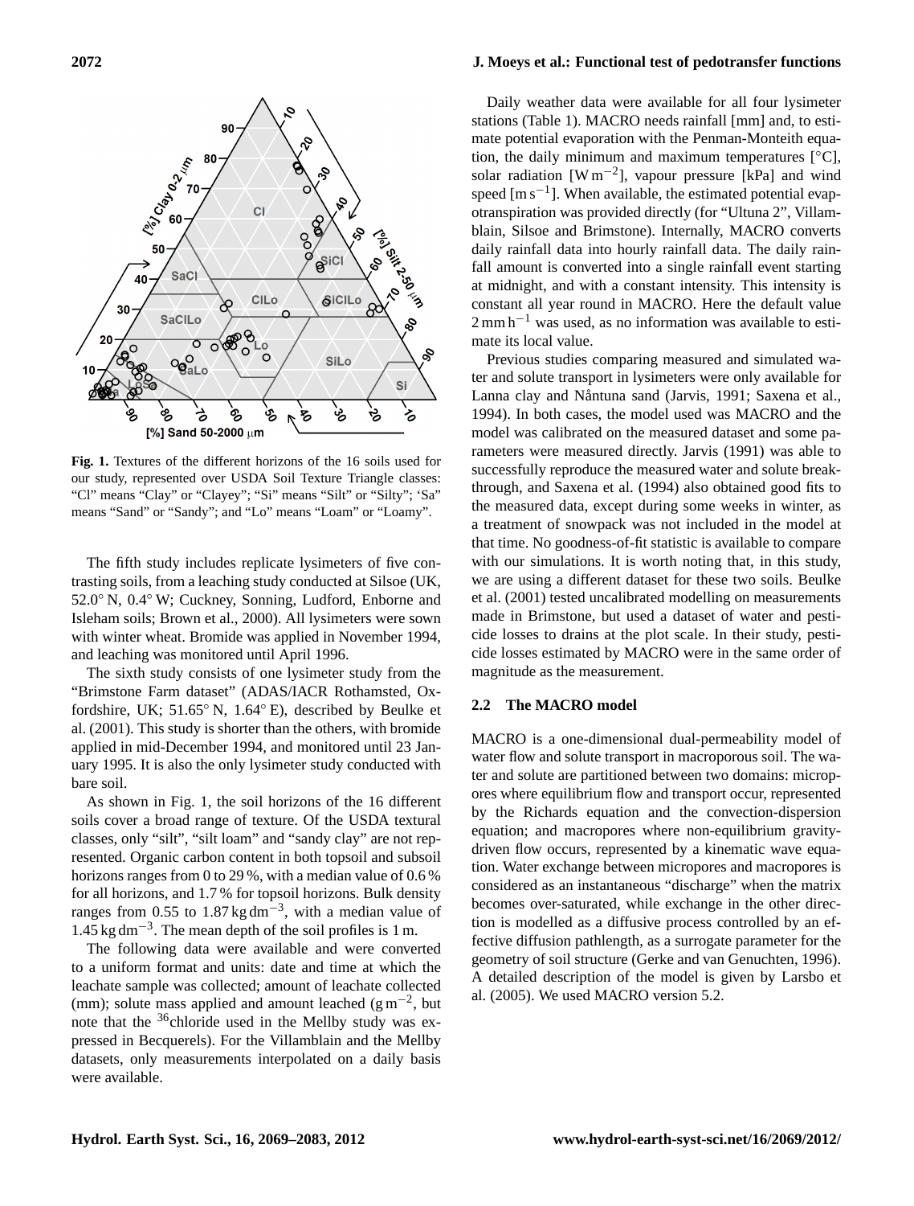**Fig. 1.** Textures of the different horizons of the 16 soils used for our study, represented over USDA Soil Texture Triangle classes: "Cl" means "Clay" or "Clayey"; "Si" means "Silt" or "Silty"; 'Sa" means "Sand" or "Sandy"; and "Lo" means "Loam" or "Loamy".

The fifth study includes replicate lysimeters of five contrasting soils, from a leaching study conducted at Silsoe (UK, 52.0° N, 0.4° W; Cuckney, Sonning, Ludford, Enborne and Isleham soils; Brown et al., 2000). All lysimeters were sown with winter wheat. Bromide was applied in November 1994, and leaching was monitored until April 1996.

The sixth study consists of one lysimeter study from the "Brimstone Farm dataset" (ADAS/IACR Rothamsted, Oxfordshire, UK; 51.65° N, 1.64° E), described by Beulke et al. (2001). This study is shorter than the others, with bromide applied in mid-December 1994, and monitored until 23 January 1995. It is also the only lysimeter study conducted with bare soil.

As shown in Fig. 1, the soil horizons of the 16 different soils cover a broad range of texture. Of the USDA textural classes, only "silt", "silt loam" and "sandy clay" are not represented. Organic carbon content in both topsoil and subsoil horizons ranges from 0 to 29 %, with a median value of 0.6 % for all horizons, and 1.7 % for topsoil horizons. Bulk density ranges from 0.55 to 1.87 kg dm$^{-3}$, with a median value of 1.45 kg dm$^{-3}$. The mean depth of the soil profiles is 1 m.

The following data were available and were converted to a uniform format and units: date and time at which the leachate sample was collected; amount of leachate collected (mm); solute mass applied and amount leached (g m$^{-2}$, but note that the $^{36}$chloride used in the Mellby study was expressed in Becquerels). For the Villamblain and the Mellby datasets, only measurements interpolated on a daily basis were available.

Daily weather data were available for all four lysimeter stations (Table 1). MACRO needs rainfall [mm] and, to estimate potential evaporation with the Penman-Monteith equation, the daily minimum and maximum temperatures [°C], solar radiation [W m$^{-2}$], vapour pressure [kPa] and wind speed [m s$^{-1}$]. When available, the estimated potential evapotranspiration was provided directly (for "Ultuna 2", Villamblain, Silsoe and Brimstone). Internally, MACRO converts daily rainfall data into hourly rainfall data. The daily rainfall amount is converted into a single rainfall event starting at midnight, and with a constant intensity. This intensity is constant all year round in MACRO. Here the default value 2 mm h$^{-1}$ was used, as no information was available to estimate its local value.

Previous studies comparing measured and simulated water and solute transport in lysimeters were only available for Lanna clay and Nåntuna sand (Jarvis, 1991; Saxena et al., 1994). In both cases, the model used was MACRO and the model was calibrated on the measured dataset and some parameters were measured directly. Jarvis (1991) was able to successfully reproduce the measured water and solute breakthrough, and Saxena et al. (1994) also obtained good fits to the measured data, except during some weeks in winter, as a treatment of snowpack was not included in the model at that time. No goodness-of-fit statistic is available to compare with our simulations. It is worth noting that, in this study, we are using a different dataset for these two soils. Beulke et al. (2001) tested uncalibrated modelling on measurements made in Brimstone, but used a dataset of water and pesticide losses to drains at the plot scale. In their study, pesticide losses estimated by MACRO were in the same order of magnitude as the measurement.

### 2.2 The MACRO model

MACRO is a one-dimensional dual-permeability model of water flow and solute transport in macroporous soil. The water and solute are partitioned between two domains: micropores where equilibrium flow and transport occur, represented by the Richards equation and the convection-dispersion equation; and macropores where non-equilibrium gravity-driven flow occurs, represented by a kinematic wave equation. Water exchange between micropores and macropores is considered as an instantaneous "discharge" when the matrix becomes over-saturated, while exchange in the other direction is modelled as a diffusive process controlled by an effective diffusion pathlength, as a surrogate parameter for the geometry of soil structure (Gerke and van Genuchten, 1996). A detailed description of the model is given by Larsbo et al. (2005). We used MACRO version 5.2.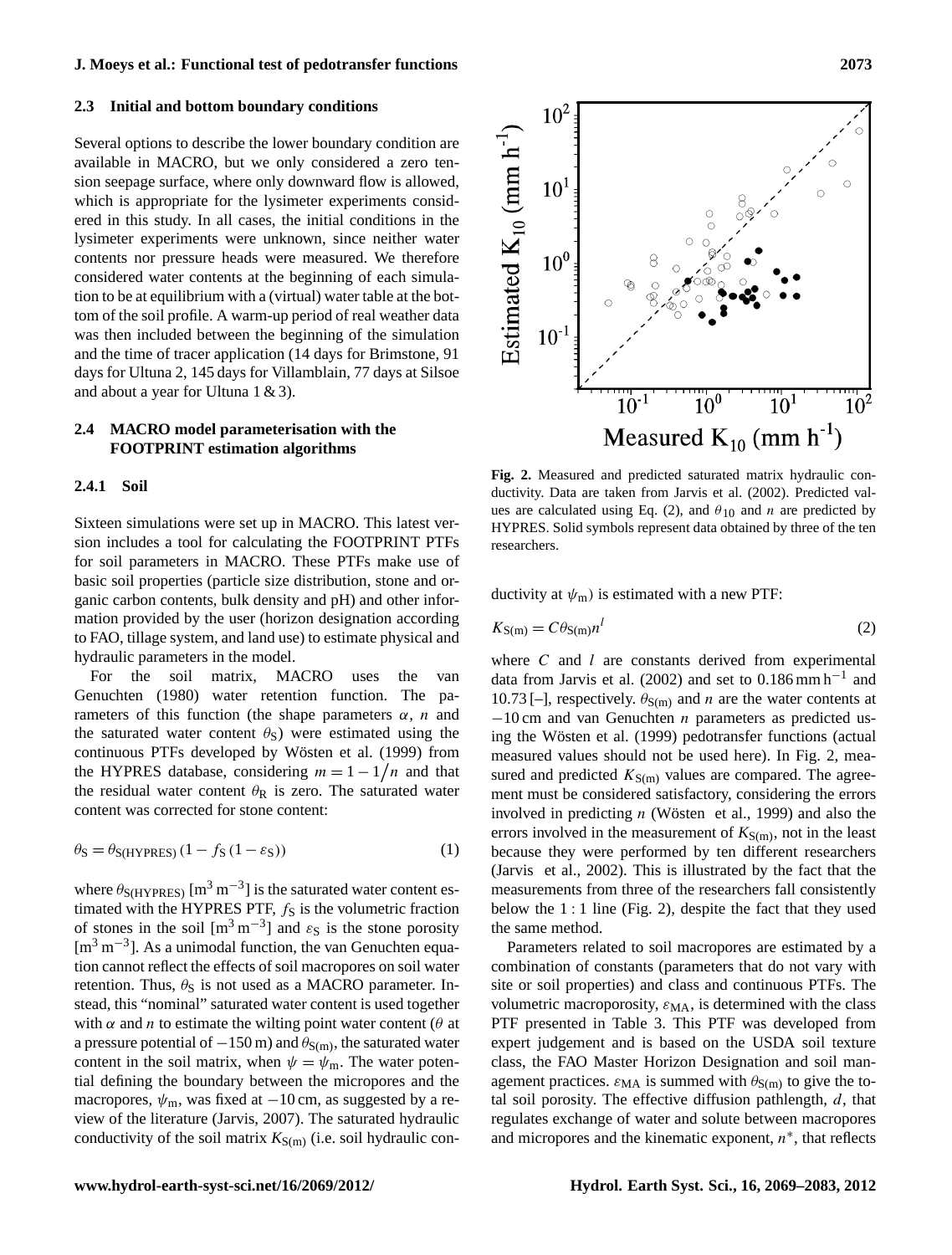### 2.3 Initial and bottom boundary conditions

Several options to describe the lower boundary condition are available in MACRO, but we only considered a zero tension seepage surface, where only downward flow is allowed, which is appropriate for the lysimeter experiments considered in this study. In all cases, the initial conditions in the lysimeter experiments were unknown, since neither water contents nor pressure heads were measured. We therefore considered water contents at the beginning of each simulation to be at equilibrium with a (virtual) water table at the bottom of the soil profile. A warm-up period of real weather data was then included between the beginning of the simulation and the time of tracer application (14 days for Brimstone, 91 days for Ultuna 2, 145 days for Villamblain, 77 days at Silsoe and about a year for Ultuna 1 & 3).

### 2.4 MACRO model parameterisation with the FOOTPRINT estimation algorithms

#### 2.4.1 Soil

Sixteen simulations were set up in MACRO. This latest version includes a tool for calculating the FOOTPRINT PTFs for soil parameters in MACRO. These PTFs make use of basic soil properties (particle size distribution, stone and organic carbon contents, bulk density and pH) and other information provided by the user (horizon designation according to FAO, tillage system, and land use) to estimate physical and hydraulic parameters in the model.

For the soil matrix, MACRO uses the van Genuchten (1980) water retention function. The parameters of this function (the shape parameters $\alpha$, $n$ and the saturated water content $\theta_S$) were estimated using the continuous PTFs developed by Wösten et al. (1999) from the HYPRES database, considering $m = 1 - 1/n$ and that the residual water content $\theta_R$ is zero. The saturated water content was corrected for stone content:

$$\theta_S = \theta_{S(\mathrm{HYPRES})} \left(1 - f_S \left(1 - \varepsilon_S\right)\right) \tag{1}$$

where $\theta_{S(\mathrm{HYPRES})}$ [$\mathrm{m^3\,m^{-3}}$] is the saturated water content estimated with the HYPRES PTF, $f_S$ is the volumetric fraction of stones in the soil [$\mathrm{m^3\,m^{-3}}$] and $\varepsilon_S$ is the stone porosity [$\mathrm{m^3\,m^{-3}}$]. As a unimodal function, the van Genuchten equation cannot reflect the effects of soil macropores on soil water retention. Thus, $\theta_S$ is not used as a MACRO parameter. Instead, this "nominal" saturated water content is used together with $\alpha$ and $n$ to estimate the wilting point water content ($\theta$ at a pressure potential of −150 m) and $\theta_{S(m)}$, the saturated water content in the soil matrix, when $\psi = \psi_m$. The water potential defining the boundary between the micropores and the macropores, $\psi_m$, was fixed at −10 cm, as suggested by a review of the literature (Jarvis, 2007). The saturated hydraulic conductivity of the soil matrix $K_{S(m)}$ (i.e. soil hydraulic conductivity at $\psi_m$) is estimated with a new PTF:

**Fig. 2.** Measured and predicted saturated matrix hydraulic conductivity. Data are taken from Jarvis et al. (2002). Predicted values are calculated using Eq. (2), and $\theta_{10}$ and $n$ are predicted by HYPRES. Solid symbols represent data obtained by three of the ten researchers.

$$K_{S(m)} = C\theta_{S(m)} n^l \tag{2}$$

where $C$ and $l$ are constants derived from experimental data from Jarvis et al. (2002) and set to 0.186 $\mathrm{mm\,h^{-1}}$ and 10.73 [–], respectively. $\theta_{S(m)}$ and $n$ are the water contents at −10 cm and van Genuchten $n$ parameters as predicted using the Wösten et al. (1999) pedotransfer functions (actual measured values should not be used here). In Fig. 2, measured and predicted $K_{S(m)}$ values are compared. The agreement must be considered satisfactory, considering the errors involved in predicting $n$ (Wösten et al., 1999) and also the errors involved in the measurement of $K_{S(m)}$, not in the least because they were performed by ten different researchers (Jarvis et al., 2002). This is illustrated by the fact that the measurements from three of the researchers fall consistently below the 1 : 1 line (Fig. 2), despite the fact that they used the same method.

Parameters related to soil macropores are estimated by a combination of constants (parameters that do not vary with site or soil properties) and class and continuous PTFs. The volumetric macroporosity, $\varepsilon_{MA}$, is determined with the class PTF presented in Table 3. This PTF was developed from expert judgement and is based on the USDA soil texture class, the FAO Master Horizon Designation and soil management practices. $\varepsilon_{MA}$ is summed with $\theta_{S(m)}$ to give the total soil porosity. The effective diffusion pathlength, $d$, that regulates exchange of water and solute between macropores and micropores and the kinematic exponent, $n^*$, that reflects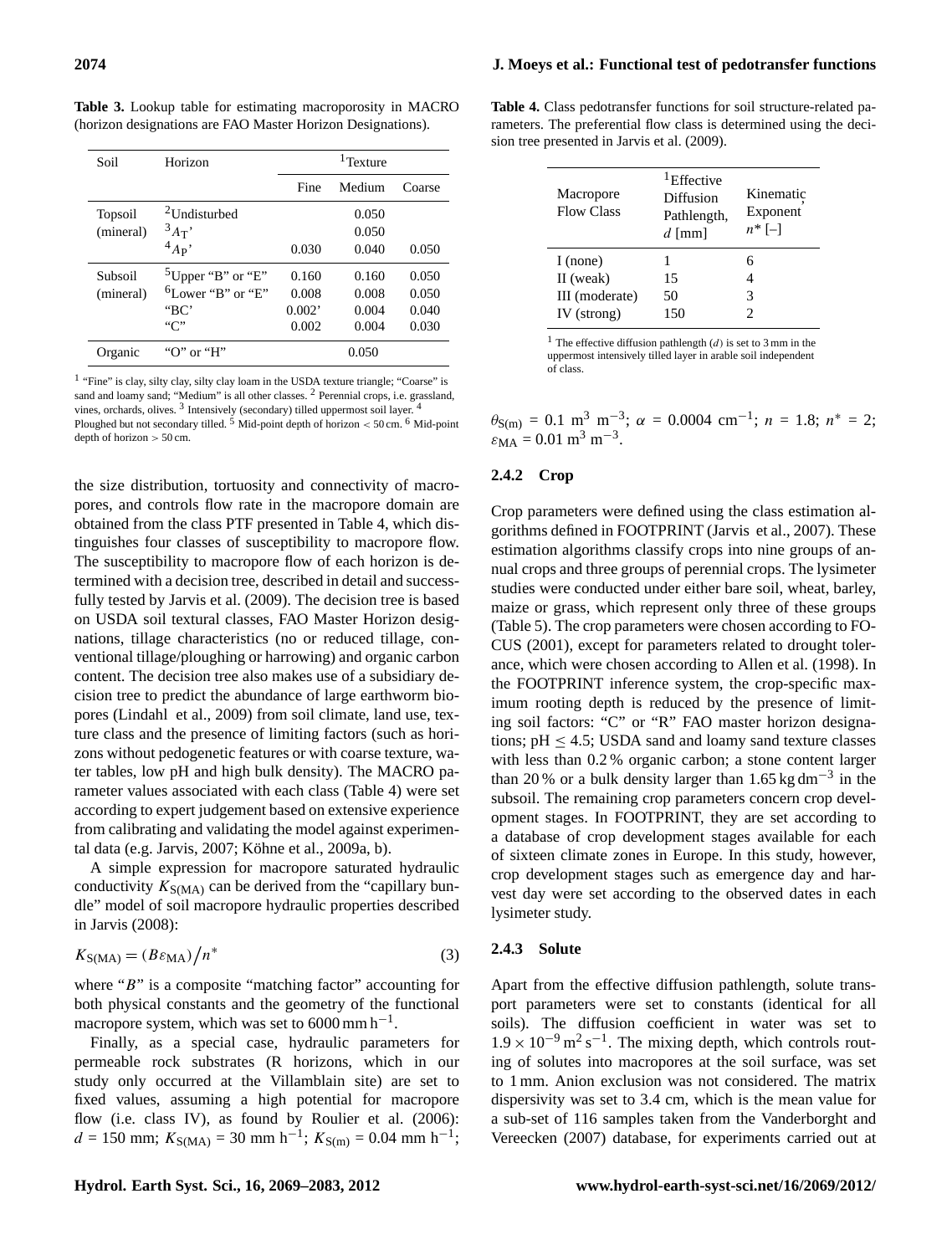**Table 3.** Lookup table for estimating macroporosity in MACRO (horizon designations are FAO Master Horizon Designations).

| Soil | Horizon | [1]Texture | | |
|---|---|---|---|---|
| | | Fine | Medium | Coarse |
| Topsoil (mineral) | [2]Undisturbed | | 0.050 | |
| | [3]$A_T$' | | 0.050 | |
| | [4]$A_P$' | 0.030 | 0.040 | 0.050 |
| Subsoil (mineral) | [5]Upper "B" or "E" | 0.160 | 0.160 | 0.050 |
| | [6]Lower "B" or "E" | 0.008 | 0.008 | 0.050 |
| | "BC' | 0.002' | 0.004 | 0.040 |
| | "C" | 0.002 | 0.004 | 0.030 |
| Organic | "O" or "H" | | 0.050 | |

[1] "Fine" is clay, silty clay, silty clay loam in the USDA texture triangle; "Coarse" is sand and loamy sand; "Medium" is all other classes. [2] Perennial crops, i.e. grassland, vines, orchards, olives. [3] Intensively (secondary) tilled uppermost soil layer. [4] Ploughed but not secondary tilled. [5] Mid-point depth of horizon < 50 cm. [6] Mid-point depth of horizon > 50 cm.

the size distribution, tortuosity and connectivity of macropores, and controls flow rate in the macropore domain are obtained from the class PTF presented in Table 4, which distinguishes four classes of susceptibility to macropore flow. The susceptibility to macropore flow of each horizon is determined with a decision tree, described in detail and successfully tested by Jarvis et al. (2009). The decision tree is based on USDA soil textural classes, FAO Master Horizon designations, tillage characteristics (no or reduced tillage, conventional tillage/ploughing or harrowing) and organic carbon content. The decision tree also makes use of a subsidiary decision tree to predict the abundance of large earthworm biopores (Lindahl et al., 2009) from soil climate, land use, texture class and the presence of limiting factors (such as horizons without pedogenetic features or with coarse texture, water tables, low pH and high bulk density). The MACRO parameter values associated with each class (Table 4) were set according to expert judgement based on extensive experience from calibrating and validating the model against experimental data (e.g. Jarvis, 2007; Köhne et al., 2009a, b).

A simple expression for macropore saturated hydraulic conductivity $K_{S(MA)}$ can be derived from the "capillary bundle" model of soil macropore hydraulic properties described in Jarvis (2008):

$$K_{S(MA)} = (B\varepsilon_{MA})/n^* \tag{3}$$

where "$B$" is a composite "matching factor" accounting for both physical constants and the geometry of the functional macropore system, which was set to 6000 mm h$^{-1}$.

Finally, as a special case, hydraulic parameters for permeable rock substrates (R horizons, which in our study only occurred at the Villamblain site) are set to fixed values, assuming a high potential for macropore flow (i.e. class IV), as found by Roulier et al. (2006): $d$ = 150 mm; $K_{S(MA)}$ = 30 mm h$^{-1}$; $K_{S(m)}$ = 0.04 mm h$^{-1}$; $\theta_{S(m)}$ = 0.1 m$^3$ m$^{-3}$; $\alpha$ = 0.0004 cm$^{-1}$; $n$ = 1.8; $n^*$ = 2; $\varepsilon_{MA}$ = 0.01 m$^3$ m$^{-3}$.

**Table 4.** Class pedotransfer functions for soil structure-related parameters. The preferential flow class is determined using the decision tree presented in Jarvis et al. (2009).

| Macropore Flow Class | [1]Effective Diffusion Pathlength, $d$ [mm] | Kinematic Exponent $n^*$ [–] |
|---|---|---|
| I (none) | 1 | 6 |
| II (weak) | 15 | 4 |
| III (moderate) | 50 | 3 |
| IV (strong) | 150 | 2 |

[1] The effective diffusion pathlength ($d$) is set to 3 mm in the uppermost intensively tilled layer in arable soil independent of class.

### 2.4.2 Crop

Crop parameters were defined using the class estimation algorithms defined in FOOTPRINT (Jarvis et al., 2007). These estimation algorithms classify crops into nine groups of annual crops and three groups of perennial crops. The lysimeter studies were conducted under either bare soil, wheat, barley, maize or grass, which represent only three of these groups (Table 5). The crop parameters were chosen according to FOCUS (2001), except for parameters related to drought tolerance, which were chosen according to Allen et al. (1998). In the FOOTPRINT inference system, the crop-specific maximum rooting depth is reduced by the presence of limiting soil factors: "C" or "R" FAO master horizon designations; pH $\leq$ 4.5; USDA sand and loamy sand texture classes with less than 0.2 % organic carbon; a stone content larger than 20 % or a bulk density larger than 1.65 kg dm$^{-3}$ in the subsoil. The remaining crop parameters concern crop development stages. In FOOTPRINT, they are set according to a database of crop development stages available for each of sixteen climate zones in Europe. In this study, however, crop development stages such as emergence day and harvest day were set according to the observed dates in each lysimeter study.

### 2.4.3 Solute

Apart from the effective diffusion pathlength, solute transport parameters were set to constants (identical for all soils). The diffusion coefficient in water was set to $1.9 \times 10^{-9}$ m$^2$ s$^{-1}$. The mixing depth, which controls routing of solutes into macropores at the soil surface, was set to 1 mm. Anion exclusion was not considered. The matrix dispersivity was set to 3.4 cm, which is the mean value for a sub-set of 116 samples taken from the Vanderborght and Vereecken (2007) database, for experiments carried out at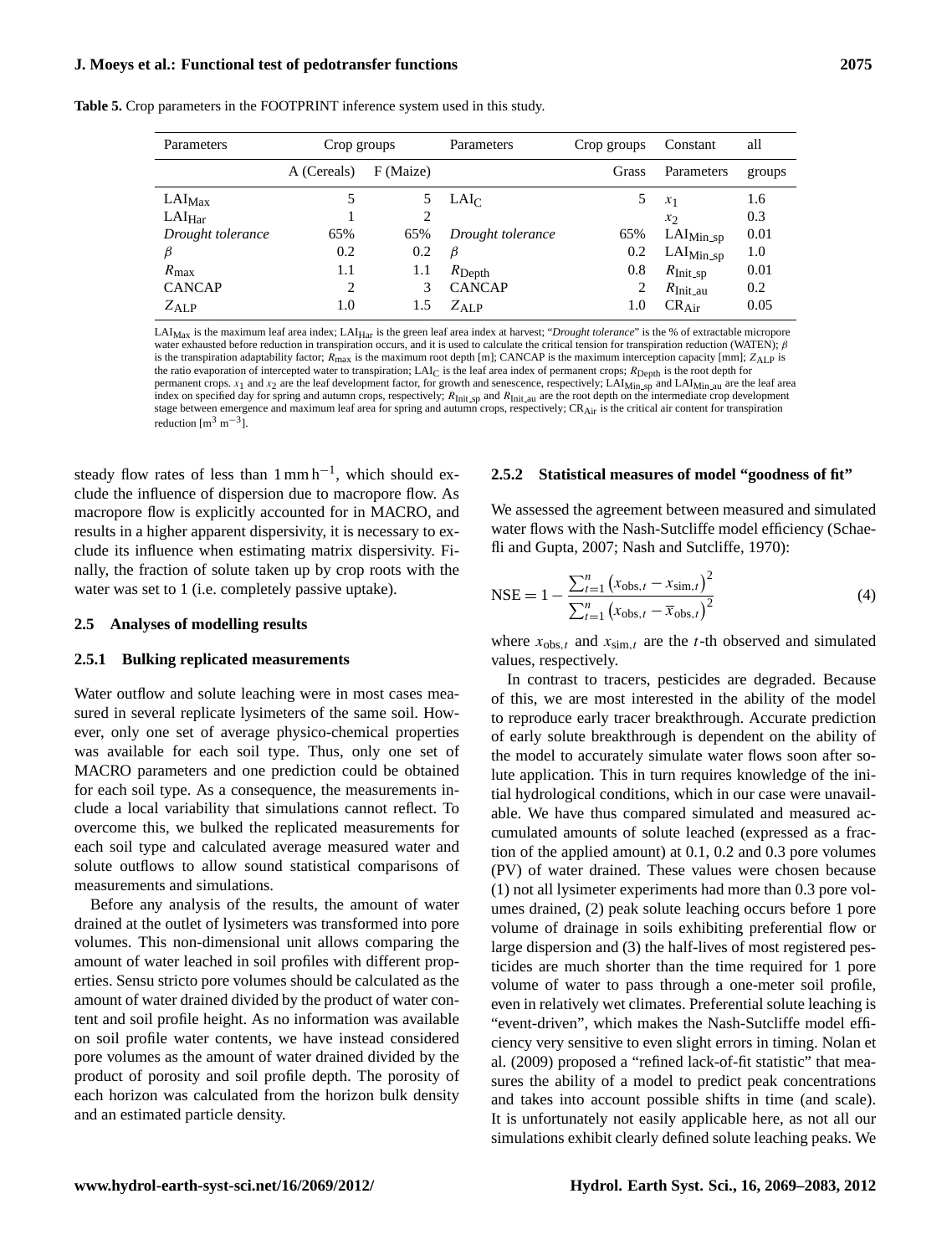**Table 5.** Crop parameters in the FOOTPRINT inference system used in this study.

| Parameters | Crop groups | | Parameters | Crop groups | Constant | all |
|---|---|---|---|---|---|---|
| | A (Cereals) | F (Maize) | | Grass | Parameters | groups |
| $LAI_{Max}$ | 5 | 5 | $LAI_C$ | 5 | $x_1$ | 1.6 |
| $LAI_{Har}$ | 1 | 2 | | | $x_2$ | 0.3 |
| *Drought tolerance* | 65% | 65% | *Drought tolerance* | 65% | $LAI_{Min\_sp}$ | 0.01 |
| $\beta$ | 0.2 | 0.2 | $\beta$ | 0.2 | $LAI_{Min\_sp}$ | 1.0 |
| $R_{max}$ | 1.1 | 1.1 | $R_{Depth}$ | 0.8 | $R_{Init\_sp}$ | 0.01 |
| CANCAP | 2 | 3 | CANCAP | 2 | $R_{Init\_au}$ | 0.2 |
| $Z_{ALP}$ | 1.0 | 1.5 | $Z_{ALP}$ | 1.0 | $CR_{Air}$ | 0.05 |

$LAI_{Max}$ is the maximum leaf area index; $LAI_{Har}$ is the green leaf area index at harvest; "*Drought tolerance*" is the % of extractable micropore water exhausted before reduction in transpiration occurs, and it is used to calculate the critical tension for transpiration reduction (WATEN); $\beta$ is the transpiration adaptability factor; $R_{max}$ is the maximum root depth [m]; CANCAP is the maximum interception capacity [mm]; $Z_{ALP}$ is the ratio evaporation of intercepted water to transpiration; $LAI_C$ is the leaf area index of permanent crops; $R_{Depth}$ is the root depth for permanent crops. $x_1$ and $x_2$ are the leaf development factor, for growth and senescence, respectively; $LAI_{Min\_sp}$ and $LAI_{Min\_au}$ are the leaf area index on specified day for spring and autumn crops, respectively; $R_{Init\_sp}$ and $R_{Init\_au}$ are the root depth on the intermediate crop development stage between emergence and maximum leaf area for spring and autumn crops, respectively; $CR_{Air}$ is the critical air content for transpiration reduction [$m^3\ m^{-3}$].

steady flow rates of less than $1\ \mathrm{mm\,h^{-1}}$, which should exclude the influence of dispersion due to macropore flow. As macropore flow is explicitly accounted for in MACRO, and results in a higher apparent dispersivity, it is necessary to exclude its influence when estimating matrix dispersivity. Finally, the fraction of solute taken up by crop roots with the water was set to 1 (i.e. completely passive uptake).

## 2.5 Analyses of modelling results

### 2.5.1 Bulking replicated measurements

Water outflow and solute leaching were in most cases measured in several replicate lysimeters of the same soil. However, only one set of average physico-chemical properties was available for each soil type. Thus, only one set of MACRO parameters and one prediction could be obtained for each soil type. As a consequence, the measurements include a local variability that simulations cannot reflect. To overcome this, we bulked the replicated measurements for each soil type and calculated average measured water and solute outflows to allow sound statistical comparisons of measurements and simulations.

Before any analysis of the results, the amount of water drained at the outlet of lysimeters was transformed into pore volumes. This non-dimensional unit allows comparing the amount of water leached in soil profiles with different properties. Sensu stricto pore volumes should be calculated as the amount of water drained divided by the product of water content and soil profile height. As no information was available on soil profile water contents, we have instead considered pore volumes as the amount of water drained divided by the product of porosity and soil profile depth. The porosity of each horizon was calculated from the horizon bulk density and an estimated particle density.

### 2.5.2 Statistical measures of model "goodness of fit"

We assessed the agreement between measured and simulated water flows with the Nash-Sutcliffe model efficiency (Schaefli and Gupta, 2007; Nash and Sutcliffe, 1970):

$$\mathrm{NSE} = 1 - \frac{\sum_{t=1}^{n}\left(x_{\mathrm{obs},t} - x_{\mathrm{sim},t}\right)^2}{\sum_{t=1}^{n}\left(x_{\mathrm{obs},t} - \overline{x}_{\mathrm{obs},t}\right)^2} \tag{4}$$

where $x_{\mathrm{obs},t}$ and $x_{\mathrm{sim},t}$ are the $t$-th observed and simulated values, respectively.

In contrast to tracers, pesticides are degraded. Because of this, we are most interested in the ability of the model to reproduce early tracer breakthrough. Accurate prediction of early solute breakthrough is dependent on the ability of the model to accurately simulate water flows soon after solute application. This in turn requires knowledge of the initial hydrological conditions, which in our case were unavailable. We have thus compared simulated and measured accumulated amounts of solute leached (expressed as a fraction of the applied amount) at 0.1, 0.2 and 0.3 pore volumes (PV) of water drained. These values were chosen because (1) not all lysimeter experiments had more than 0.3 pore volumes drained, (2) peak solute leaching occurs before 1 pore volume of drainage in soils exhibiting preferential flow or large dispersion and (3) the half-lives of most registered pesticides are much shorter than the time required for 1 pore volume of water to pass through a one-meter soil profile, even in relatively wet climates. Preferential solute leaching is "event-driven", which makes the Nash-Sutcliffe model efficiency very sensitive to even slight errors in timing. Nolan et al. (2009) proposed a "refined lack-of-fit statistic" that measures the ability of a model to predict peak concentrations and takes into account possible shifts in time (and scale). It is unfortunately not easily applicable here, as not all our simulations exhibit clearly defined solute leaching peaks. We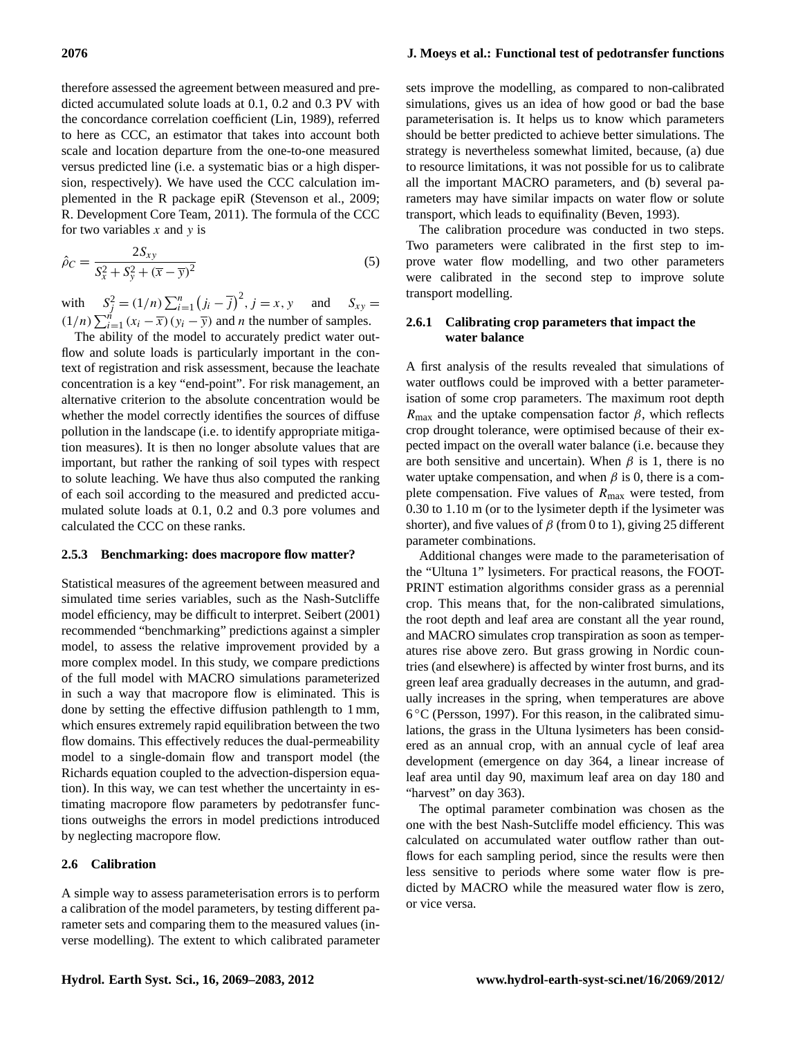therefore assessed the agreement between measured and predicted accumulated solute loads at 0.1, 0.2 and 0.3 PV with the concordance correlation coefficient (Lin, 1989), referred to here as CCC, an estimator that takes into account both scale and location departure from the one-to-one measured versus predicted line (i.e. a systematic bias or a high dispersion, respectively). We have used the CCC calculation implemented in the R package epiR (Stevenson et al., 2009; R. Development Core Team, 2011). The formula of the CCC for two variables $x$ and $y$ is

$$\hat{\rho}_C = \frac{2S_{xy}}{S_x^2 + S_y^2 + (\overline{x} - \overline{y})^2} \tag{5}$$

with $S_j^2 = (1/n)\sum_{i=1}^{n}\left(j_i - \overline{j}\right)^2, j = x, y$ and $S_{xy} = (1/n)\sum_{i=1}^{n}(x_i - \overline{x})(y_i - \overline{y})$ and $n$ the number of samples.

The ability of the model to accurately predict water outflow and solute loads is particularly important in the context of registration and risk assessment, because the leachate concentration is a key "end-point". For risk management, an alternative criterion to the absolute concentration would be whether the model correctly identifies the sources of diffuse pollution in the landscape (i.e. to identify appropriate mitigation measures). It is then no longer absolute values that are important, but rather the ranking of soil types with respect to solute leaching. We have thus also computed the ranking of each soil according to the measured and predicted accumulated solute loads at 0.1, 0.2 and 0.3 pore volumes and calculated the CCC on these ranks.

#### 2.5.3 Benchmarking: does macropore flow matter?

Statistical measures of the agreement between measured and simulated time series variables, such as the Nash-Sutcliffe model efficiency, may be difficult to interpret. Seibert (2001) recommended "benchmarking" predictions against a simpler model, to assess the relative improvement provided by a more complex model. In this study, we compare predictions of the full model with MACRO simulations parameterized in such a way that macropore flow is eliminated. This is done by setting the effective diffusion pathlength to 1 mm, which ensures extremely rapid equilibration between the two flow domains. This effectively reduces the dual-permeability model to a single-domain flow and transport model (the Richards equation coupled to the advection-dispersion equation). In this way, we can test whether the uncertainty in estimating macropore flow parameters by pedotransfer functions outweighs the errors in model predictions introduced by neglecting macropore flow.

### 2.6 Calibration

A simple way to assess parameterisation errors is to perform a calibration of the model parameters, by testing different parameter sets and comparing them to the measured values (inverse modelling). The extent to which calibrated parameter sets improve the modelling, as compared to non-calibrated simulations, gives us an idea of how good or bad the base parameterisation is. It helps us to know which parameters should be better predicted to achieve better simulations. The strategy is nevertheless somewhat limited, because, (a) due to resource limitations, it was not possible for us to calibrate all the important MACRO parameters, and (b) several parameters may have similar impacts on water flow or solute transport, which leads to equifinality (Beven, 1993).

The calibration procedure was conducted in two steps. Two parameters were calibrated in the first step to improve water flow modelling, and two other parameters were calibrated in the second step to improve solute transport modelling.

#### 2.6.1 Calibrating crop parameters that impact the water balance

A first analysis of the results revealed that simulations of water outflows could be improved with a better parameterisation of some crop parameters. The maximum root depth $R_{\max}$ and the uptake compensation factor $\beta$, which reflects crop drought tolerance, were optimised because of their expected impact on the overall water balance (i.e. because they are both sensitive and uncertain). When $\beta$ is 1, there is no water uptake compensation, and when $\beta$ is 0, there is a complete compensation. Five values of $R_{\max}$ were tested, from 0.30 to 1.10 m (or to the lysimeter depth if the lysimeter was shorter), and five values of $\beta$ (from 0 to 1), giving 25 different parameter combinations.

Additional changes were made to the parameterisation of the "Ultuna 1" lysimeters. For practical reasons, the FOOTPRINT estimation algorithms consider grass as a perennial crop. This means that, for the non-calibrated simulations, the root depth and leaf area are constant all the year round, and MACRO simulates crop transpiration as soon as temperatures rise above zero. But grass growing in Nordic countries (and elsewhere) is affected by winter frost burns, and its green leaf area gradually decreases in the autumn, and gradually increases in the spring, when temperatures are above 6 °C (Persson, 1997). For this reason, in the calibrated simulations, the grass in the Ultuna lysimeters has been considered as an annual crop, with an annual cycle of leaf area development (emergence on day 364, a linear increase of leaf area until day 90, maximum leaf area on day 180 and "harvest" on day 363).

The optimal parameter combination was chosen as the one with the best Nash-Sutcliffe model efficiency. This was calculated on accumulated water outflow rather than outflows for each sampling period, since the results were then less sensitive to periods where some water flow is predicted by MACRO while the measured water flow is zero, or vice versa.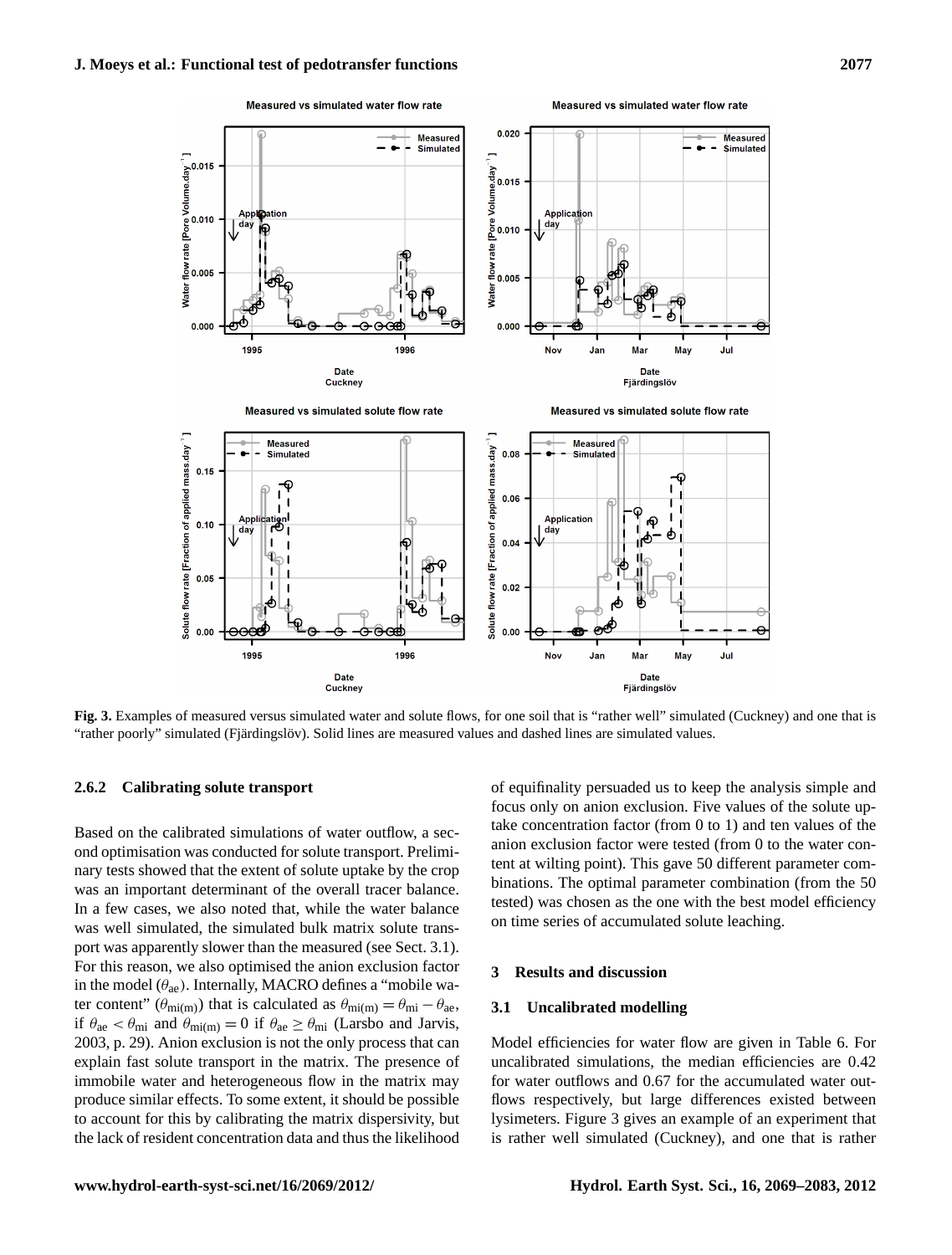**Fig. 3.** Examples of measured versus simulated water and solute flows, for one soil that is "rather well" simulated (Cuckney) and one that is "rather poorly" simulated (Fjärdingslöv). Solid lines are measured values and dashed lines are simulated values.

#### 2.6.2 Calibrating solute transport

Based on the calibrated simulations of water outflow, a second optimisation was conducted for solute transport. Preliminary tests showed that the extent of solute uptake by the crop was an important determinant of the overall tracer balance. In a few cases, we also noted that, while the water balance was well simulated, the simulated bulk matrix solute transport was apparently slower than the measured (see Sect. 3.1). For this reason, we also optimised the anion exclusion factor in the model ($\theta_{\mathrm{ae}}$). Internally, MACRO defines a "mobile water content" ($\theta_{\mathrm{mi(m)}}$) that is calculated as $\theta_{\mathrm{mi(m)}} = \theta_{\mathrm{mi}} - \theta_{\mathrm{ae}}$, if $\theta_{\mathrm{ae}} < \theta_{\mathrm{mi}}$ and $\theta_{\mathrm{mi(m)}} = 0$ if $\theta_{\mathrm{ae}} \geq \theta_{\mathrm{mi}}$ (Larsbo and Jarvis, 2003, p. 29). Anion exclusion is not the only process that can explain fast solute transport in the matrix. The presence of immobile water and heterogeneous flow in the matrix may produce similar effects. To some extent, it should be possible to account for this by calibrating the matrix dispersivity, but the lack of resident concentration data and thus the likelihood of equifinality persuaded us to keep the analysis simple and focus only on anion exclusion. Five values of the solute uptake concentration factor (from 0 to 1) and ten values of the anion exclusion factor were tested (from 0 to the water content at wilting point). This gave 50 different parameter combinations. The optimal parameter combination (from the 50 tested) was chosen as the one with the best model efficiency on time series of accumulated solute leaching.

## 3 Results and discussion

### 3.1 Uncalibrated modelling

Model efficiencies for water flow are given in Table 6. For uncalibrated simulations, the median efficiencies are 0.42 for water outflows and 0.67 for the accumulated water outflows respectively, but large differences existed between lysimeters. Figure 3 gives an example of an experiment that is rather well simulated (Cuckney), and one that is rather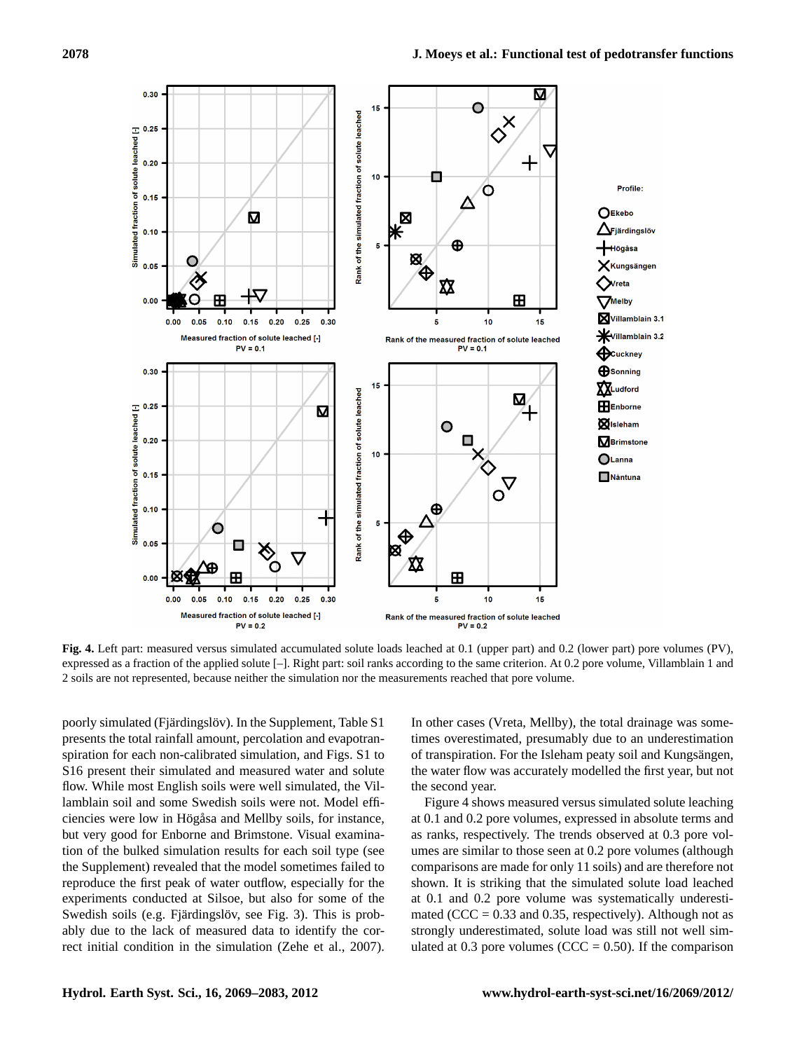**Fig. 4.** Left part: measured versus simulated accumulated solute loads leached at 0.1 (upper part) and 0.2 (lower part) pore volumes (PV), expressed as a fraction of the applied solute [–]. Right part: soil ranks according to the same criterion. At 0.2 pore volume, Villamblain 1 and 2 soils are not represented, because neither the simulation nor the measurements reached that pore volume.

poorly simulated (Fjärdingslöv). In the Supplement, Table S1 presents the total rainfall amount, percolation and evapotranspiration for each non-calibrated simulation, and Figs. S1 to S16 present their simulated and measured water and solute flow. While most English soils were well simulated, the Villamblain soil and some Swedish soils were not. Model efficiencies were low in Högåsa and Mellby soils, for instance, but very good for Enborne and Brimstone. Visual examination of the bulked simulation results for each soil type (see the Supplement) revealed that the model sometimes failed to reproduce the first peak of water outflow, especially for the experiments conducted at Silsoe, but also for some of the Swedish soils (e.g. Fjärdingslöv, see Fig. 3). This is probably due to the lack of measured data to identify the correct initial condition in the simulation (Zehe et al., 2007). In other cases (Vreta, Mellby), the total drainage was sometimes overestimated, presumably due to an underestimation of transpiration. For the Isleham peaty soil and Kungsängen, the water flow was accurately modelled the first year, but not the second year.

Figure 4 shows measured versus simulated solute leaching at 0.1 and 0.2 pore volumes, expressed in absolute terms and as ranks, respectively. The trends observed at 0.3 pore volumes are similar to those seen at 0.2 pore volumes (although comparisons are made for only 11 soils) and are therefore not shown. It is striking that the simulated solute load leached at 0.1 and 0.2 pore volume was systematically underestimated (CCC = 0.33 and 0.35, respectively). Although not as strongly underestimated, solute load was still not well simulated at 0.3 pore volumes (CCC = 0.50). If the comparison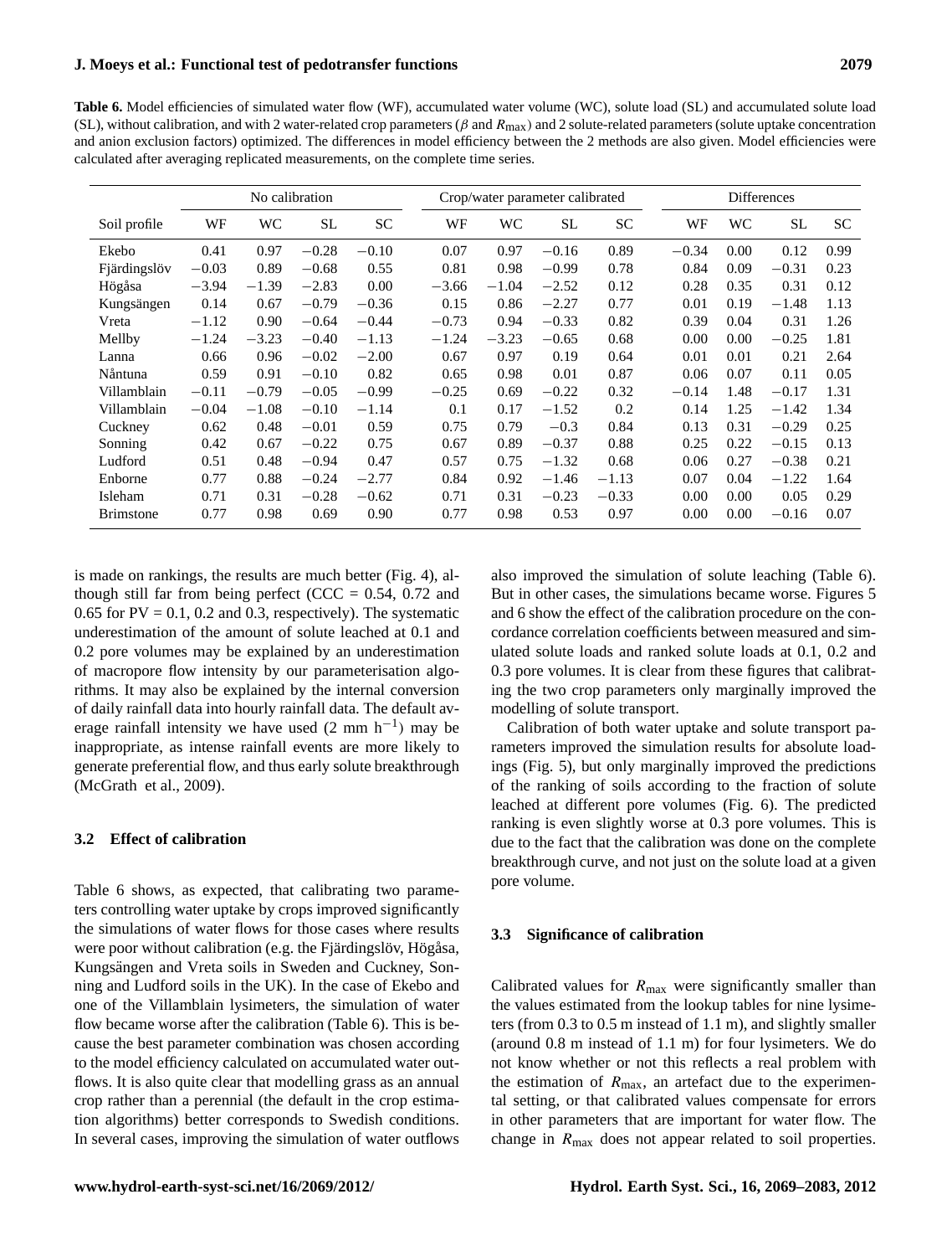**Table 6.** Model efficiencies of simulated water flow (WF), accumulated water volume (WC), solute load (SL) and accumulated solute load (SL), without calibration, and with 2 water-related crop parameters ($\beta$ and $R_{\max}$) and 2 solute-related parameters (solute uptake concentration and anion exclusion factors) optimized. The differences in model efficiency between the 2 methods are also given. Model efficiencies were calculated after averaging replicated measurements, on the complete time series.

| | No calibration | | | | Crop/water parameter calibrated | | | | Differences | | | |
|---|---|---|---|---|---|---|---|---|---|---|---|---|
| Soil profile | WF | WC | SL | SC | WF | WC | SL | SC | WF | WC | SL | SC |
| Ekebo | 0.41 | 0.97 | −0.28 | −0.10 | 0.07 | 0.97 | −0.16 | 0.89 | −0.34 | 0.00 | 0.12 | 0.99 |
| Fjärdingslöv | −0.03 | 0.89 | −0.68 | 0.55 | 0.81 | 0.98 | −0.99 | 0.78 | 0.84 | 0.09 | −0.31 | 0.23 |
| Högåsa | −3.94 | −1.39 | −2.83 | 0.00 | −3.66 | −1.04 | −2.52 | 0.12 | 0.28 | 0.35 | 0.31 | 0.12 |
| Kungsängen | 0.14 | 0.67 | −0.79 | −0.36 | 0.15 | 0.86 | −2.27 | 0.77 | 0.01 | 0.19 | −1.48 | 1.13 |
| Vreta | −1.12 | 0.90 | −0.64 | −0.44 | −0.73 | 0.94 | −0.33 | 0.82 | 0.39 | 0.04 | 0.31 | 1.26 |
| Mellby | −1.24 | −3.23 | −0.40 | −1.13 | −1.24 | −3.23 | −0.65 | 0.68 | 0.00 | 0.00 | −0.25 | 1.81 |
| Lanna | 0.66 | 0.96 | −0.02 | −2.00 | 0.67 | 0.97 | 0.19 | 0.64 | 0.01 | 0.01 | 0.21 | 2.64 |
| Nåntuna | 0.59 | 0.91 | −0.10 | 0.82 | 0.65 | 0.98 | 0.01 | 0.87 | 0.06 | 0.07 | 0.11 | 0.05 |
| Villamblain | −0.11 | −0.79 | −0.05 | −0.99 | −0.25 | 0.69 | −0.22 | 0.32 | −0.14 | 1.48 | −0.17 | 1.31 |
| Villamblain | −0.04 | −1.08 | −0.10 | −1.14 | 0.1 | 0.17 | −1.52 | 0.2 | 0.14 | 1.25 | −1.42 | 1.34 |
| Cuckney | 0.62 | 0.48 | −0.01 | 0.59 | 0.75 | 0.79 | −0.3 | 0.84 | 0.13 | 0.31 | −0.29 | 0.25 |
| Sonning | 0.42 | 0.67 | −0.22 | 0.75 | 0.67 | 0.89 | −0.37 | 0.88 | 0.25 | 0.22 | −0.15 | 0.13 |
| Ludford | 0.51 | 0.48 | −0.94 | 0.47 | 0.57 | 0.75 | −1.32 | 0.68 | 0.06 | 0.27 | −0.38 | 0.21 |
| Enborne | 0.77 | 0.88 | −0.24 | −2.77 | 0.84 | 0.92 | −1.46 | −1.13 | 0.07 | 0.04 | −1.22 | 1.64 |
| Isleham | 0.71 | 0.31 | −0.28 | −0.62 | 0.71 | 0.31 | −0.23 | −0.33 | 0.00 | 0.00 | 0.05 | 0.29 |
| Brimstone | 0.77 | 0.98 | 0.69 | 0.90 | 0.77 | 0.98 | 0.53 | 0.97 | 0.00 | 0.00 | −0.16 | 0.07 |

is made on rankings, the results are much better (Fig. 4), although still far from being perfect (CCC = 0.54, 0.72 and 0.65 for PV = 0.1, 0.2 and 0.3, respectively). The systematic underestimation of the amount of solute leached at 0.1 and 0.2 pore volumes may be explained by an underestimation of macropore flow intensity by our parameterisation algorithms. It may also be explained by the internal conversion of daily rainfall data into hourly rainfall data. The default average rainfall intensity we have used (2 mm $h^{-1}$) may be inappropriate, as intense rainfall events are more likely to generate preferential flow, and thus early solute breakthrough (McGrath et al., 2009).

### 3.2 Effect of calibration

Table 6 shows, as expected, that calibrating two parameters controlling water uptake by crops improved significantly the simulations of water flows for those cases where results were poor without calibration (e.g. the Fjärdingslöv, Högåsa, Kungsängen and Vreta soils in Sweden and Cuckney, Sonning and Ludford soils in the UK). In the case of Ekebo and one of the Villamblain lysimeters, the simulation of water flow became worse after the calibration (Table 6). This is because the best parameter combination was chosen according to the model efficiency calculated on accumulated water outflows. It is also quite clear that modelling grass as an annual crop rather than a perennial (the default in the crop estimation algorithms) better corresponds to Swedish conditions. In several cases, improving the simulation of water outflows also improved the simulation of solute leaching (Table 6). But in other cases, the simulations became worse. Figures 5 and 6 show the effect of the calibration procedure on the concordance correlation coefficients between measured and simulated solute loads and ranked solute loads at 0.1, 0.2 and 0.3 pore volumes. It is clear from these figures that calibrating the two crop parameters only marginally improved the modelling of solute transport.

Calibration of both water uptake and solute transport parameters improved the simulation results for absolute loadings (Fig. 5), but only marginally improved the predictions of the ranking of soils according to the fraction of solute leached at different pore volumes (Fig. 6). The predicted ranking is even slightly worse at 0.3 pore volumes. This is due to the fact that the calibration was done on the complete breakthrough curve, and not just on the solute load at a given pore volume.

### 3.3 Significance of calibration

Calibrated values for $R_{\max}$ were significantly smaller than the values estimated from the lookup tables for nine lysimeters (from 0.3 to 0.5 m instead of 1.1 m), and slightly smaller (around 0.8 m instead of 1.1 m) for four lysimeters. We do not know whether or not this reflects a real problem with the estimation of $R_{\max}$, an artefact due to the experimental setting, or that calibrated values compensate for errors in other parameters that are important for water flow. The change in $R_{\max}$ does not appear related to soil properties.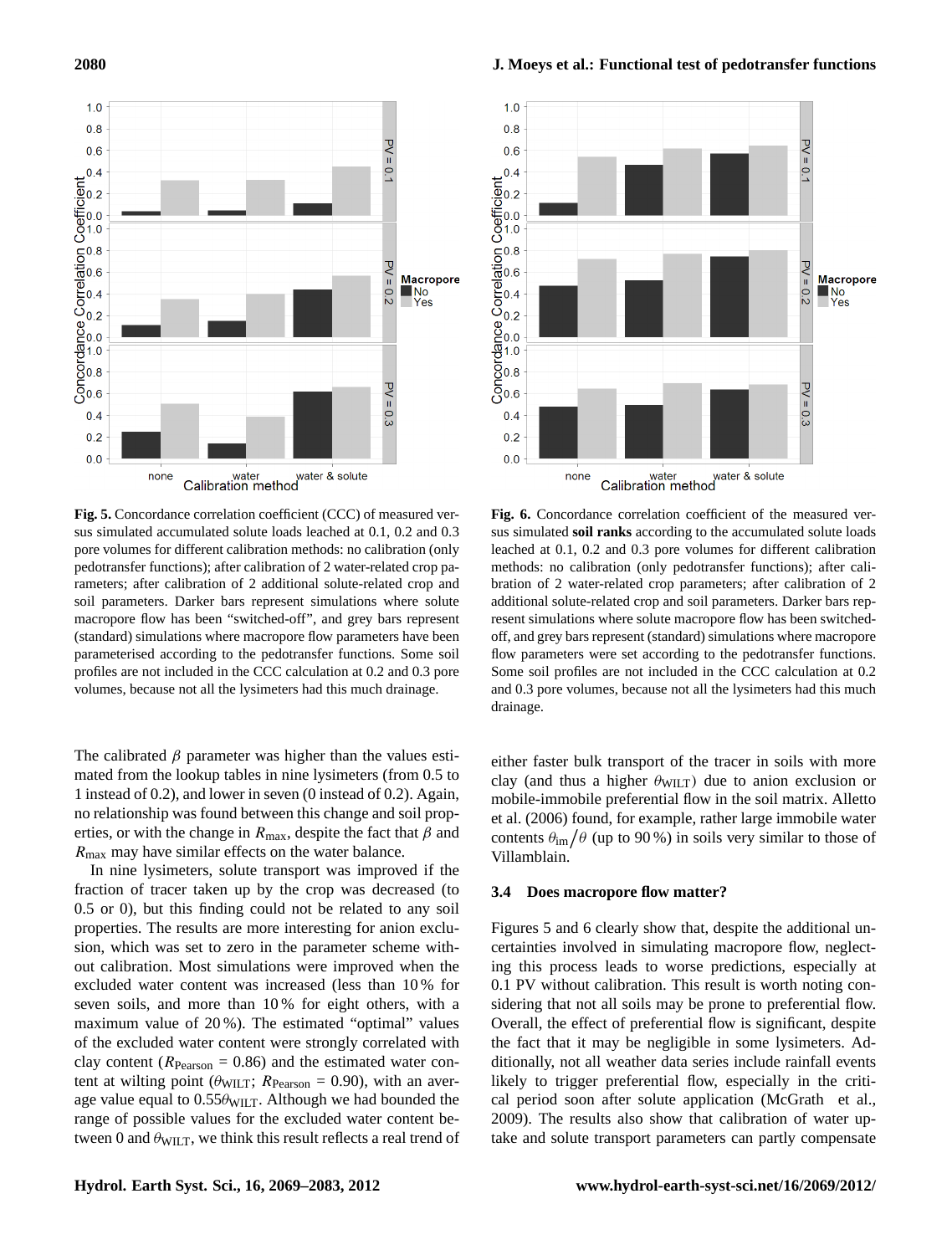**Fig. 5.** Concordance correlation coefficient (CCC) of measured versus simulated accumulated solute loads leached at 0.1, 0.2 and 0.3 pore volumes for different calibration methods: no calibration (only pedotransfer functions); after calibration of 2 water-related crop parameters; after calibration of 2 additional solute-related crop and soil parameters. Darker bars represent simulations where solute macropore flow has been "switched-off", and grey bars represent (standard) simulations where macropore flow parameters have been parameterised according to the pedotransfer functions. Some soil profiles are not included in the CCC calculation at 0.2 and 0.3 pore volumes, because not all the lysimeters had this much drainage.

**Fig. 6.** Concordance correlation coefficient of the measured versus simulated **soil ranks** according to the accumulated solute loads leached at 0.1, 0.2 and 0.3 pore volumes for different calibration methods: no calibration (only pedotransfer functions); after calibration of 2 water-related crop parameters; after calibration of 2 additional solute-related crop and soil parameters. Darker bars represent simulations where solute macropore flow has been switched-off, and grey bars represent (standard) simulations where macropore flow parameters were set according to the pedotransfer functions. Some soil profiles are not included in the CCC calculation at 0.2 and 0.3 pore volumes, because not all the lysimeters had this much drainage.

The calibrated $\beta$ parameter was higher than the values estimated from the lookup tables in nine lysimeters (from 0.5 to 1 instead of 0.2), and lower in seven (0 instead of 0.2). Again, no relationship was found between this change and soil properties, or with the change in $R_{\max}$, despite the fact that $\beta$ and $R_{\max}$ may have similar effects on the water balance.

In nine lysimeters, solute transport was improved if the fraction of tracer taken up by the crop was decreased (to 0.5 or 0), but this finding could not be related to any soil properties. The results are more interesting for anion exclusion, which was set to zero in the parameter scheme without calibration. Most simulations were improved when the excluded water content was increased (less than 10 % for seven soils, and more than 10 % for eight others, with a maximum value of 20 %). The estimated "optimal" values of the excluded water content were strongly correlated with clay content ($R_{\text{Pearson}} = 0.86$) and the estimated water content at wilting point ($\theta_{\text{WILT}}$; $R_{\text{Pearson}} = 0.90$), with an average value equal to $0.55\theta_{\text{WILT}}$. Although we had bounded the range of possible values for the excluded water content between 0 and $\theta_{\text{WILT}}$, we think this result reflects a real trend of either faster bulk transport of the tracer in soils with more clay (and thus a higher $\theta_{\text{WILT}}$) due to anion exclusion or mobile-immobile preferential flow in the soil matrix. Alletto et al. (2006) found, for example, rather large immobile water contents $\theta_{\text{im}}/\theta$ (up to 90 %) in soils very similar to those of Villamblain.

### 3.4 Does macropore flow matter?

Figures 5 and 6 clearly show that, despite the additional uncertainties involved in simulating macropore flow, neglecting this process leads to worse predictions, especially at 0.1 PV without calibration. This result is worth noting considering that not all soils may be prone to preferential flow. Overall, the effect of preferential flow is significant, despite the fact that it may be negligible in some lysimeters. Additionally, not all weather data series include rainfall events likely to trigger preferential flow, especially in the critical period soon after solute application (McGrath et al., 2009). The results also show that calibration of water uptake and solute transport parameters can partly compensate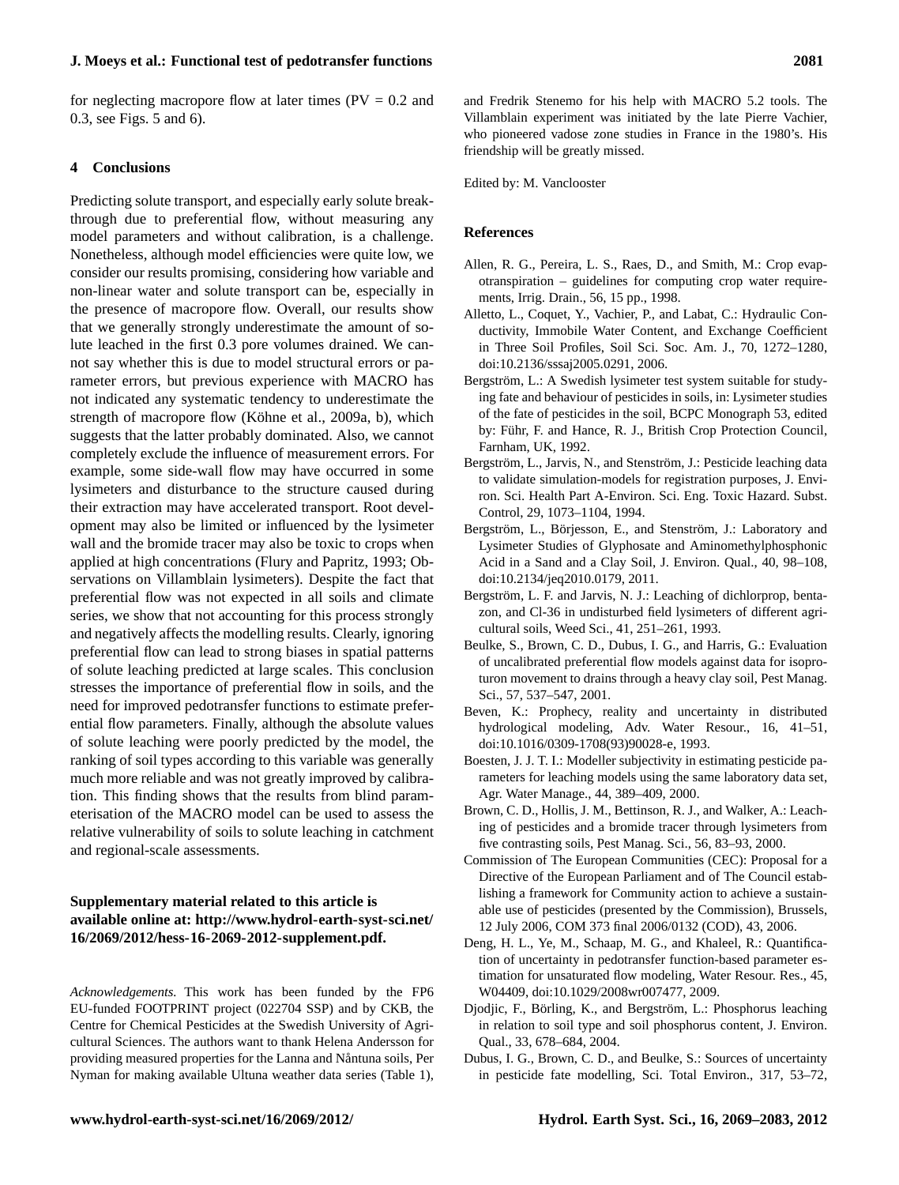for neglecting macropore flow at later times (PV = 0.2 and 0.3, see Figs. 5 and 6).

## 4 Conclusions

Predicting solute transport, and especially early solute breakthrough due to preferential flow, without measuring any model parameters and without calibration, is a challenge. Nonetheless, although model efficiencies were quite low, we consider our results promising, considering how variable and non-linear water and solute transport can be, especially in the presence of macropore flow. Overall, our results show that we generally strongly underestimate the amount of solute leached in the first 0.3 pore volumes drained. We cannot say whether this is due to model structural errors or parameter errors, but previous experience with MACRO has not indicated any systematic tendency to underestimate the strength of macropore flow (Köhne et al., 2009a, b), which suggests that the latter probably dominated. Also, we cannot completely exclude the influence of measurement errors. For example, some side-wall flow may have occurred in some lysimeters and disturbance to the structure caused during their extraction may have accelerated transport. Root development may also be limited or influenced by the lysimeter wall and the bromide tracer may also be toxic to crops when applied at high concentrations (Flury and Papritz, 1993; Observations on Villamblain lysimeters). Despite the fact that preferential flow was not expected in all soils and climate series, we show that not accounting for this process strongly and negatively affects the modelling results. Clearly, ignoring preferential flow can lead to strong biases in spatial patterns of solute leaching predicted at large scales. This conclusion stresses the importance of preferential flow in soils, and the need for improved pedotransfer functions to estimate preferential flow parameters. Finally, although the absolute values of solute leaching were poorly predicted by the model, the ranking of soil types according to this variable was generally much more reliable and was not greatly improved by calibration. This finding shows that the results from blind parameterisation of the MACRO model can be used to assess the relative vulnerability of soils to solute leaching in catchment and regional-scale assessments.

**Supplementary material related to this article is available online at: http://www.hydrol-earth-syst-sci.net/16/2069/2012/hess-16-2069-2012-supplement.pdf.**

*Acknowledgements.* This work has been funded by the FP6 EU-funded FOOTPRINT project (022704 SSP) and by CKB, the Centre for Chemical Pesticides at the Swedish University of Agricultural Sciences. The authors want to thank Helena Andersson for providing measured properties for the Lanna and Nåntuna soils, Per Nyman for making available Ultuna weather data series (Table 1), and Fredrik Stenemo for his help with MACRO 5.2 tools. The Villamblain experiment was initiated by the late Pierre Vachier, who pioneered vadose zone studies in France in the 1980's. His friendship will be greatly missed.

Edited by: M. Vanclooster

## References

Allen, R. G., Pereira, L. S., Raes, D., and Smith, M.: Crop evapotranspiration – guidelines for computing crop water requirements, Irrig. Drain., 56, 15 pp., 1998.

Alletto, L., Coquet, Y., Vachier, P., and Labat, C.: Hydraulic Conductivity, Immobile Water Content, and Exchange Coefficient in Three Soil Profiles, Soil Sci. Soc. Am. J., 70, 1272–1280, doi:10.2136/sssaj2005.0291, 2006.

Bergström, L.: A Swedish lysimeter test system suitable for studying fate and behaviour of pesticides in soils, in: Lysimeter studies of the fate of pesticides in the soil, BCPC Monograph 53, edited by: Führ, F. and Hance, R. J., British Crop Protection Council, Farnham, UK, 1992.

Bergström, L., Jarvis, N., and Stenström, J.: Pesticide leaching data to validate simulation-models for registration purposes, J. Environ. Sci. Health Part A-Environ. Sci. Eng. Toxic Hazard. Subst. Control, 29, 1073–1104, 1994.

Bergström, L., Börjesson, E., and Stenström, J.: Laboratory and Lysimeter Studies of Glyphosate and Aminomethylphosphonic Acid in a Sand and a Clay Soil, J. Environ. Qual., 40, 98–108, doi:10.2134/jeq2010.0179, 2011.

Bergström, L. F. and Jarvis, N. J.: Leaching of dichlorprop, bentazon, and Cl-36 in undisturbed field lysimeters of different agricultural soils, Weed Sci., 41, 251–261, 1993.

Beulke, S., Brown, C. D., Dubus, I. G., and Harris, G.: Evaluation of uncalibrated preferential flow models against data for isoproturon movement to drains through a heavy clay soil, Pest Manag. Sci., 57, 537–547, 2001.

Beven, K.: Prophecy, reality and uncertainty in distributed hydrological modeling, Adv. Water Resour., 16, 41–51, doi:10.1016/0309-1708(93)90028-e, 1993.

Boesten, J. J. T. I.: Modeller subjectivity in estimating pesticide parameters for leaching models using the same laboratory data set, Agr. Water Manage., 44, 389–409, 2000.

Brown, C. D., Hollis, J. M., Bettinson, R. J., and Walker, A.: Leaching of pesticides and a bromide tracer through lysimeters from five contrasting soils, Pest Manag. Sci., 56, 83–93, 2000.

Commission of The European Communities (CEC): Proposal for a Directive of the European Parliament and of The Council establishing a framework for Community action to achieve a sustainable use of pesticides (presented by the Commission), Brussels, 12 July 2006, COM 373 final 2006/0132 (COD), 43, 2006.

Deng, H. L., Ye, M., Schaap, M. G., and Khaleel, R.: Quantification of uncertainty in pedotransfer function-based parameter estimation for unsaturated flow modeling, Water Resour. Res., 45, W04409, doi:10.1029/2008wr007477, 2009.

Djodjic, F., Börling, K., and Bergström, L.: Phosphorus leaching in relation to soil type and soil phosphorus content, J. Environ. Qual., 33, 678–684, 2004.

Dubus, I. G., Brown, C. D., and Beulke, S.: Sources of uncertainty in pesticide fate modelling, Sci. Total Environ., 317, 53–72,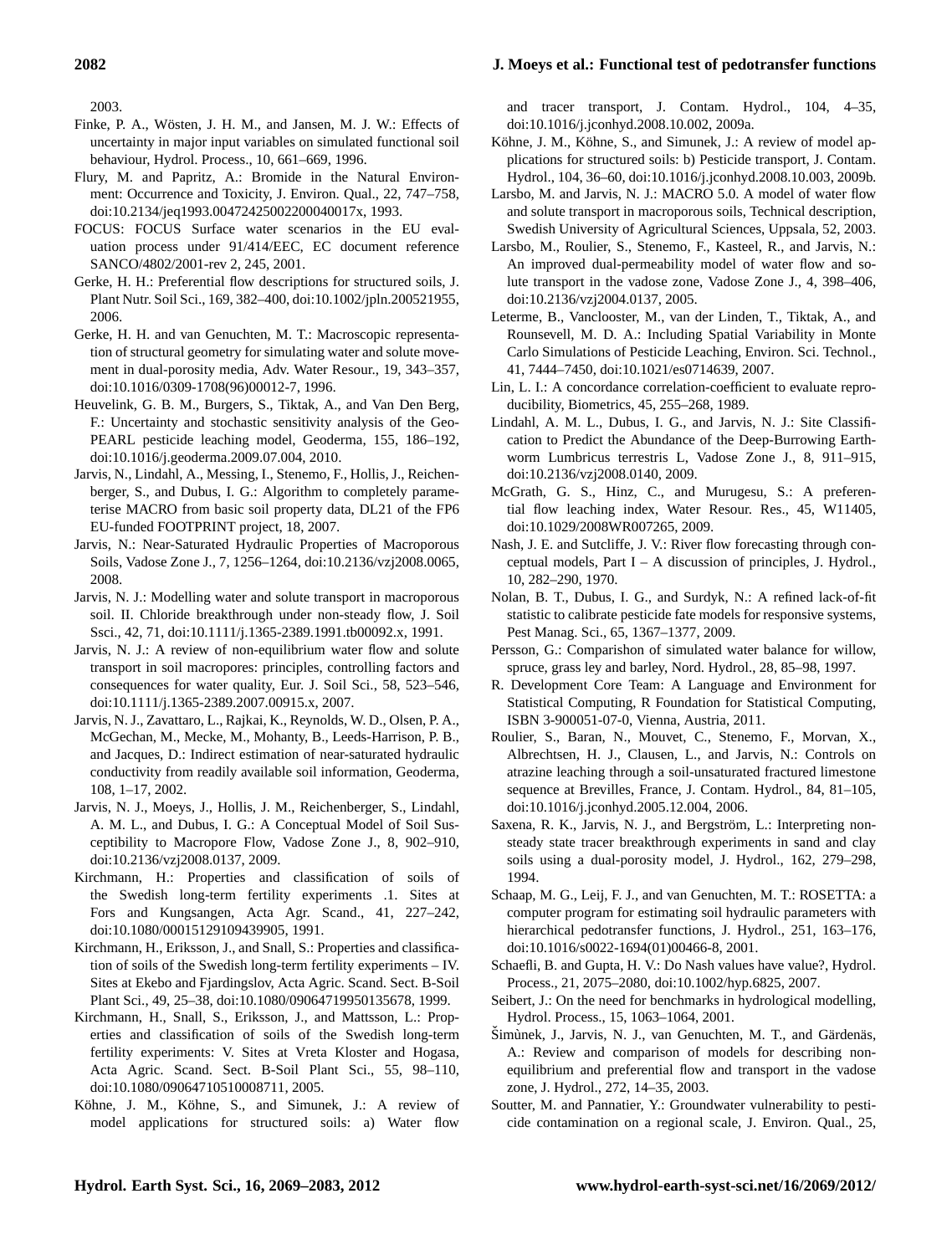2003.

Finke, P. A., Wösten, J. H. M., and Jansen, M. J. W.: Effects of uncertainty in major input variables on simulated functional soil behaviour, Hydrol. Process., 10, 661–669, 1996.

Flury, M. and Papritz, A.: Bromide in the Natural Environment: Occurrence and Toxicity, J. Environ. Qual., 22, 747–758, doi:10.2134/jeq1993.00472425002200040017x, 1993.

FOCUS: FOCUS Surface water scenarios in the EU evaluation process under 91/414/EEC, EC document reference SANCO/4802/2001-rev 2, 245, 2001.

Gerke, H. H.: Preferential flow descriptions for structured soils, J. Plant Nutr. Soil Sci., 169, 382–400, doi:10.1002/jpln.200521955, 2006.

Gerke, H. H. and van Genuchten, M. T.: Macroscopic representation of structural geometry for simulating water and solute movement in dual-porosity media, Adv. Water Resour., 19, 343–357, doi:10.1016/0309-1708(96)00012-7, 1996.

Heuvelink, G. B. M., Burgers, S., Tiktak, A., and Van Den Berg, F.: Uncertainty and stochastic sensitivity analysis of the GeoPEARL pesticide leaching model, Geoderma, 155, 186–192, doi:10.1016/j.geoderma.2009.07.004, 2010.

Jarvis, N., Lindahl, A., Messing, I., Stenemo, F., Hollis, J., Reichenberger, S., and Dubus, I. G.: Algorithm to completely parameterise MACRO from basic soil property data, DL21 of the FP6 EU-funded FOOTPRINT project, 18, 2007.

Jarvis, N.: Near-Saturated Hydraulic Properties of Macroporous Soils, Vadose Zone J., 7, 1256–1264, doi:10.2136/vzj2008.0065, 2008.

Jarvis, N. J.: Modelling water and solute transport in macroporous soil. II. Chloride breakthrough under non-steady flow, J. Soil Ssci., 42, 71, doi:10.1111/j.1365-2389.1991.tb00092.x, 1991.

Jarvis, N. J.: A review of non-equilibrium water flow and solute transport in soil macropores: principles, controlling factors and consequences for water quality, Eur. J. Soil Sci., 58, 523–546, doi:10.1111/j.1365-2389.2007.00915.x, 2007.

Jarvis, N. J., Zavattaro, L., Rajkai, K., Reynolds, W. D., Olsen, P. A., McGechan, M., Mecke, M., Mohanty, B., Leeds-Harrison, P. B., and Jacques, D.: Indirect estimation of near-saturated hydraulic conductivity from readily available soil information, Geoderma, 108, 1–17, 2002.

Jarvis, N. J., Moeys, J., Hollis, J. M., Reichenberger, S., Lindahl, A. M. L., and Dubus, I. G.: A Conceptual Model of Soil Susceptibility to Macropore Flow, Vadose Zone J., 8, 902–910, doi:10.2136/vzj2008.0137, 2009.

Kirchmann, H.: Properties and classification of soils of the Swedish long-term fertility experiments .1. Sites at Fors and Kungsangen, Acta Agr. Scand., 41, 227–242, doi:10.1080/00015129109439905, 1991.

Kirchmann, H., Eriksson, J., and Snall, S.: Properties and classification of soils of the Swedish long-term fertility experiments – IV. Sites at Ekebo and Fjardingslov, Acta Agric. Scand. Sect. B-Soil Plant Sci., 49, 25–38, doi:10.1080/09064719950135678, 1999.

Kirchmann, H., Snall, S., Eriksson, J., and Mattsson, L.: Properties and classification of soils of the Swedish long-term fertility experiments: V. Sites at Vreta Kloster and Hogasa, Acta Agric. Scand. Sect. B-Soil Plant Sci., 55, 98–110, doi:10.1080/09064710510008711, 2005.

Köhne, J. M., Köhne, S., and Simunek, J.: A review of model applications for structured soils: a) Water flow and tracer transport, J. Contam. Hydrol., 104, 4–35, doi:10.1016/j.jconhyd.2008.10.002, 2009a.

Köhne, J. M., Köhne, S., and Simunek, J.: A review of model applications for structured soils: b) Pesticide transport, J. Contam. Hydrol., 104, 36–60, doi:10.1016/j.jconhyd.2008.10.003, 2009b.

Larsbo, M. and Jarvis, N. J.: MACRO 5.0. A model of water flow and solute transport in macroporous soils, Technical description, Swedish University of Agricultural Sciences, Uppsala, 52, 2003.

Larsbo, M., Roulier, S., Stenemo, F., Kasteel, R., and Jarvis, N.: An improved dual-permeability model of water flow and solute transport in the vadose zone, Vadose Zone J., 4, 398–406, doi:10.2136/vzj2004.0137, 2005.

Leterme, B., Vanclooster, M., van der Linden, T., Tiktak, A., and Rounsevell, M. D. A.: Including Spatial Variability in Monte Carlo Simulations of Pesticide Leaching, Environ. Sci. Technol., 41, 7444–7450, doi:10.1021/es0714639, 2007.

Lin, L. I.: A concordance correlation-coefficient to evaluate reproducibility, Biometrics, 45, 255–268, 1989.

Lindahl, A. M. L., Dubus, I. G., and Jarvis, N. J.: Site Classification to Predict the Abundance of the Deep-Burrowing Earthworm Lumbricus terrestris L, Vadose Zone J., 8, 911–915, doi:10.2136/vzj2008.0140, 2009.

McGrath, G. S., Hinz, C., and Murugesu, S.: A preferential flow leaching index, Water Resour. Res., 45, W11405, doi:10.1029/2008WR007265, 2009.

Nash, J. E. and Sutcliffe, J. V.: River flow forecasting through conceptual models, Part I – A discussion of principles, J. Hydrol., 10, 282–290, 1970.

Nolan, B. T., Dubus, I. G., and Surdyk, N.: A refined lack-of-fit statistic to calibrate pesticide fate models for responsive systems, Pest Manag. Sci., 65, 1367–1377, 2009.

Persson, G.: Comparishon of simulated water balance for willow, spruce, grass ley and barley, Nord. Hydrol., 28, 85–98, 1997.

R. Development Core Team: A Language and Environment for Statistical Computing, R Foundation for Statistical Computing, ISBN 3-900051-07-0, Vienna, Austria, 2011.

Roulier, S., Baran, N., Mouvet, C., Stenemo, F., Morvan, X., Albrechtsen, H. J., Clausen, L., and Jarvis, N.: Controls on atrazine leaching through a soil-unsaturated fractured limestone sequence at Brevilles, France, J. Contam. Hydrol., 84, 81–105, doi:10.1016/j.jconhyd.2005.12.004, 2006.

Saxena, R. K., Jarvis, N. J., and Bergström, L.: Interpreting non-steady state tracer breakthrough experiments in sand and clay soils using a dual-porosity model, J. Hydrol., 162, 279–298, 1994.

Schaap, M. G., Leij, F. J., and van Genuchten, M. T.: ROSETTA: a computer program for estimating soil hydraulic parameters with hierarchical pedotransfer functions, J. Hydrol., 251, 163–176, doi:10.1016/s0022-1694(01)00466-8, 2001.

Schaefli, B. and Gupta, H. V.: Do Nash values have value?, Hydrol. Process., 21, 2075–2080, doi:10.1002/hyp.6825, 2007.

Seibert, J.: On the need for benchmarks in hydrological modelling, Hydrol. Process., 15, 1063–1064, 2001.

Šimùnek, J., Jarvis, N. J., van Genuchten, M. T., and Gärdenäs, A.: Review and comparison of models for describing non-equilibrium and preferential flow and transport in the vadose zone, J. Hydrol., 272, 14–35, 2003.

Soutter, M. and Pannatier, Y.: Groundwater vulnerability to pesticide contamination on a regional scale, J. Environ. Qual., 25,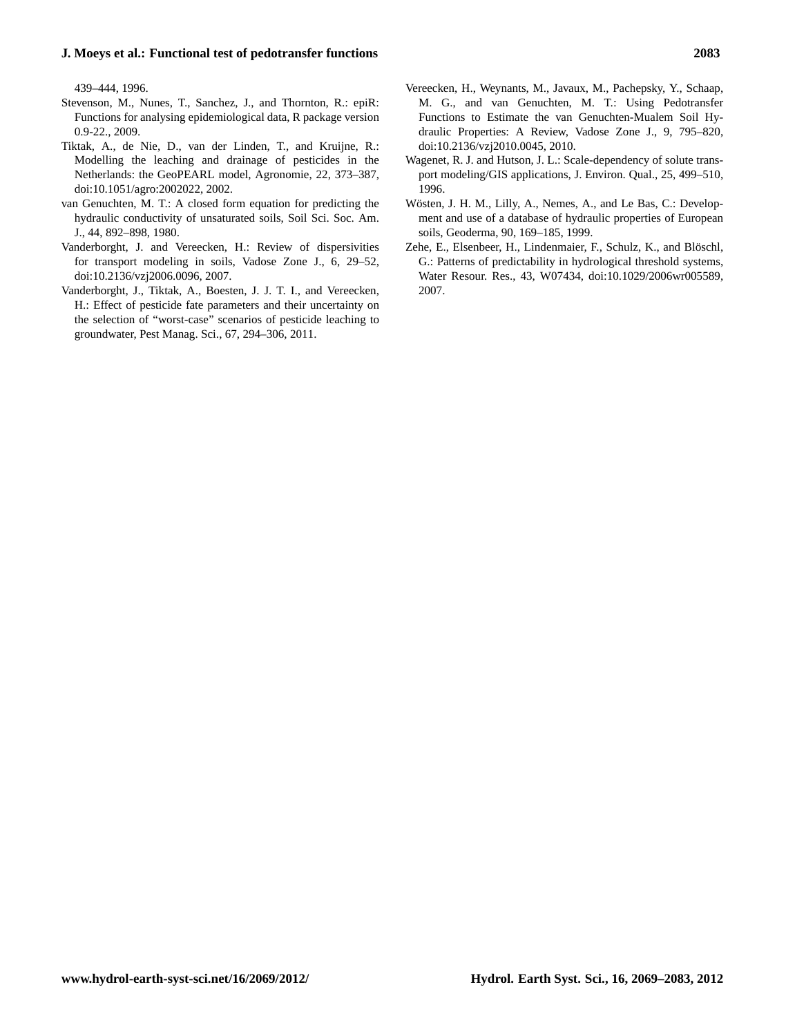439–444, 1996.

Stevenson, M., Nunes, T., Sanchez, J., and Thornton, R.: epiR: Functions for analysing epidemiological data, R package version 0.9-22., 2009.

Tiktak, A., de Nie, D., van der Linden, T., and Kruijne, R.: Modelling the leaching and drainage of pesticides in the Netherlands: the GeoPEARL model, Agronomie, 22, 373–387, doi:10.1051/agro:2002022, 2002.

van Genuchten, M. T.: A closed form equation for predicting the hydraulic conductivity of unsaturated soils, Soil Sci. Soc. Am. J., 44, 892–898, 1980.

Vanderborght, J. and Vereecken, H.: Review of dispersivities for transport modeling in soils, Vadose Zone J., 6, 29–52, doi:10.2136/vzj2006.0096, 2007.

Vanderborght, J., Tiktak, A., Boesten, J. J. T. I., and Vereecken, H.: Effect of pesticide fate parameters and their uncertainty on the selection of "worst-case" scenarios of pesticide leaching to groundwater, Pest Manag. Sci., 67, 294–306, 2011.

Vereecken, H., Weynants, M., Javaux, M., Pachepsky, Y., Schaap, M. G., and van Genuchten, M. T.: Using Pedotransfer Functions to Estimate the van Genuchten-Mualem Soil Hydraulic Properties: A Review, Vadose Zone J., 9, 795–820, doi:10.2136/vzj2010.0045, 2010.

Wagenet, R. J. and Hutson, J. L.: Scale-dependency of solute transport modeling/GIS applications, J. Environ. Qual., 25, 499–510, 1996.

Wösten, J. H. M., Lilly, A., Nemes, A., and Le Bas, C.: Development and use of a database of hydraulic properties of European soils, Geoderma, 90, 169–185, 1999.

Zehe, E., Elsenbeer, H., Lindenmaier, F., Schulz, K., and Blöschl, G.: Patterns of predictability in hydrological threshold systems, Water Resour. Res., 43, W07434, doi:10.1029/2006wr005589, 2007.